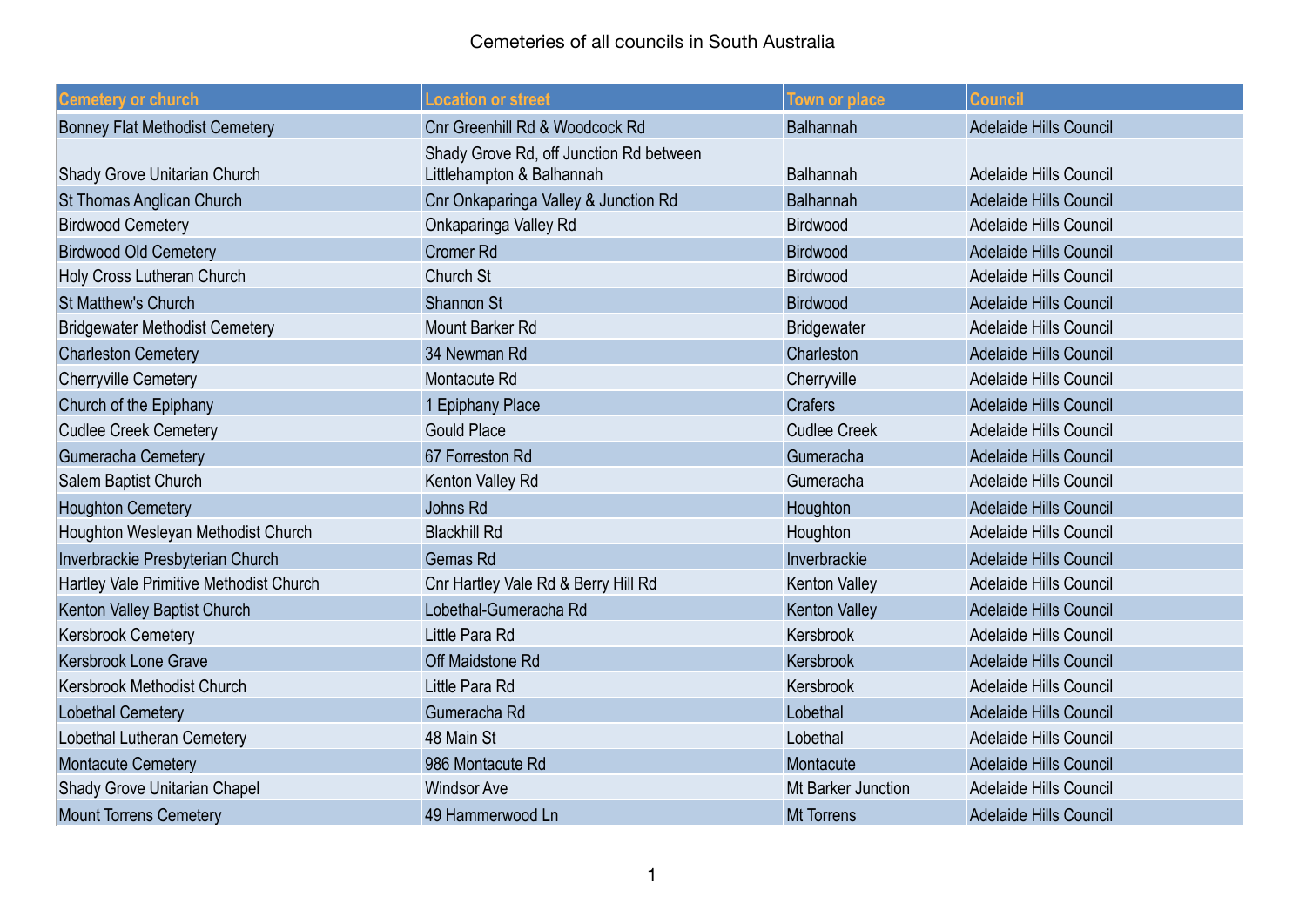# Cemeteries of all councils in South Australia

| Cemetery or church | Location or street | Town or place | Council |
|---|---|---|---|
| Bonney Flat Methodist Cemetery | Cnr Greenhill Rd & Woodcock Rd | Balhannah | Adelaide Hills Council |
| Shady Grove Unitarian Church | Shady Grove Rd, off Junction Rd between Littlehampton & Balhannah | Balhannah | Adelaide Hills Council |
| St Thomas Anglican Church | Cnr Onkaparinga Valley & Junction Rd | Balhannah | Adelaide Hills Council |
| Birdwood Cemetery | Onkaparinga Valley Rd | Birdwood | Adelaide Hills Council |
| Birdwood Old Cemetery | Cromer Rd | Birdwood | Adelaide Hills Council |
| Holy Cross Lutheran Church | Church St | Birdwood | Adelaide Hills Council |
| St Matthew's Church | Shannon St | Birdwood | Adelaide Hills Council |
| Bridgewater Methodist Cemetery | Mount Barker Rd | Bridgewater | Adelaide Hills Council |
| Charleston Cemetery | 34 Newman Rd | Charleston | Adelaide Hills Council |
| Cherryville Cemetery | Montacute Rd | Cherryville | Adelaide Hills Council |
| Church of the Epiphany | 1 Epiphany Place | Crafers | Adelaide Hills Council |
| Cudlee Creek Cemetery | Gould Place | Cudlee Creek | Adelaide Hills Council |
| Gumeracha Cemetery | 67 Forreston Rd | Gumeracha | Adelaide Hills Council |
| Salem Baptist Church | Kenton Valley Rd | Gumeracha | Adelaide Hills Council |
| Houghton Cemetery | Johns Rd | Houghton | Adelaide Hills Council |
| Houghton Wesleyan Methodist Church | Blackhill Rd | Houghton | Adelaide Hills Council |
| Inverbrackie Presbyterian Church | Gemas Rd | Inverbrackie | Adelaide Hills Council |
| Hartley Vale Primitive Methodist Church | Cnr Hartley Vale Rd & Berry Hill Rd | Kenton Valley | Adelaide Hills Council |
| Kenton Valley Baptist Church | Lobethal-Gumeracha Rd | Kenton Valley | Adelaide Hills Council |
| Kersbrook Cemetery | Little Para Rd | Kersbrook | Adelaide Hills Council |
| Kersbrook Lone Grave | Off Maidstone Rd | Kersbrook | Adelaide Hills Council |
| Kersbrook Methodist Church | Little Para Rd | Kersbrook | Adelaide Hills Council |
| Lobethal Cemetery | Gumeracha Rd | Lobethal | Adelaide Hills Council |
| Lobethal Lutheran Cemetery | 48 Main St | Lobethal | Adelaide Hills Council |
| Montacute Cemetery | 986 Montacute Rd | Montacute | Adelaide Hills Council |
| Shady Grove Unitarian Chapel | Windsor Ave | Mt Barker Junction | Adelaide Hills Council |
| Mount Torrens Cemetery | 49 Hammerwood Ln | Mt Torrens | Adelaide Hills Council |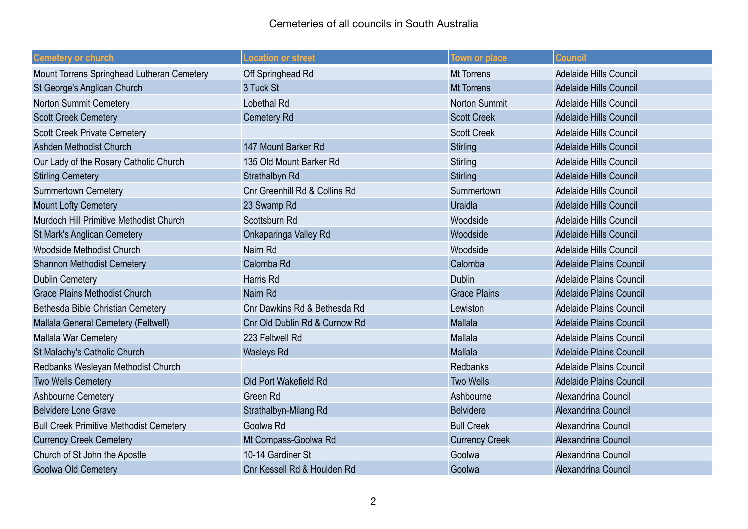Cemeteries of all councils in South Australia

| Cemetery or church | Location or street | Town or place | Council |
| --- | --- | --- | --- |
| Mount Torrens Springhead Lutheran Cemetery | Off Springhead Rd | Mt Torrens | Adelaide Hills Council |
| St George's Anglican Church | 3 Tuck St | Mt Torrens | Adelaide Hills Council |
| Norton Summit Cemetery | Lobethal Rd | Norton Summit | Adelaide Hills Council |
| Scott Creek Cemetery | Cemetery Rd | Scott Creek | Adelaide Hills Council |
| Scott Creek Private Cemetery | | Scott Creek | Adelaide Hills Council |
| Ashden Methodist Church | 147 Mount Barker Rd | Stirling | Adelaide Hills Council |
| Our Lady of the Rosary Catholic Church | 135 Old Mount Barker Rd | Stirling | Adelaide Hills Council |
| Stirling Cemetery | Strathalbyn Rd | Stirling | Adelaide Hills Council |
| Summertown Cemetery | Cnr Greenhill Rd & Collins Rd | Summertown | Adelaide Hills Council |
| Mount Lofty Cemetery | 23 Swamp Rd | Uraidla | Adelaide Hills Council |
| Murdoch Hill Primitive Methodist Church | Scottsburn Rd | Woodside | Adelaide Hills Council |
| St Mark's Anglican Cemetery | Onkaparinga Valley Rd | Woodside | Adelaide Hills Council |
| Woodside Methodist Church | Nairn Rd | Woodside | Adelaide Hills Council |
| Shannon Methodist Cemetery | Calomba Rd | Calomba | Adelaide Plains Council |
| Dublin Cemetery | Harris Rd | Dublin | Adelaide Plains Council |
| Grace Plains Methodist Church | Nairn Rd | Grace Plains | Adelaide Plains Council |
| Bethesda Bible Christian Cemetery | Cnr Dawkins Rd & Bethesda Rd | Lewiston | Adelaide Plains Council |
| Mallala General Cemetery (Feltwell) | Cnr Old Dublin Rd & Curnow Rd | Mallala | Adelaide Plains Council |
| Mallala War Cemetery | 223 Feltwell Rd | Mallala | Adelaide Plains Council |
| St Malachy's Catholic Church | Wasleys Rd | Mallala | Adelaide Plains Council |
| Redbanks Wesleyan Methodist Church | | Redbanks | Adelaide Plains Council |
| Two Wells Cemetery | Old Port Wakefield Rd | Two Wells | Adelaide Plains Council |
| Ashbourne Cemetery | Green Rd | Ashbourne | Alexandrina Council |
| Belvidere Lone Grave | Strathalbyn-Milang Rd | Belvidere | Alexandrina Council |
| Bull Creek Primitive Methodist Cemetery | Goolwa Rd | Bull Creek | Alexandrina Council |
| Currency Creek Cemetery | Mt Compass-Goolwa Rd | Currency Creek | Alexandrina Council |
| Church of St John the Apostle | 10-14 Gardiner St | Goolwa | Alexandrina Council |
| Goolwa Old Cemetery | Cnr Kessell Rd & Houlden Rd | Goolwa | Alexandrina Council |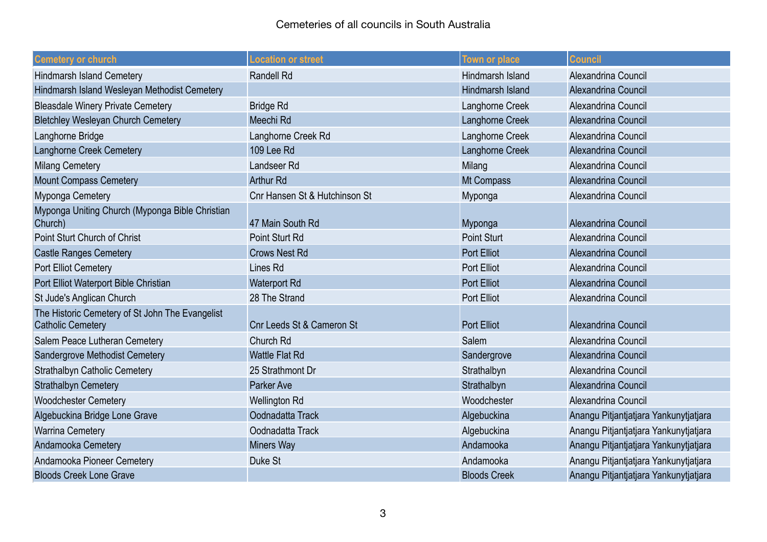Cemeteries of all councils in South Australia

| Cemetery or church | Location or street | Town or place | Council |
|---|---|---|---|
| Hindmarsh Island Cemetery | Randell Rd | Hindmarsh Island | Alexandrina Council |
| Hindmarsh Island Wesleyan Methodist Cemetery | | Hindmarsh Island | Alexandrina Council |
| Bleasdale Winery Private Cemetery | Bridge Rd | Langhorne Creek | Alexandrina Council |
| Bletchley Wesleyan Church Cemetery | Meechi Rd | Langhorne Creek | Alexandrina Council |
| Langhorne Bridge | Langhorne Creek Rd | Langhorne Creek | Alexandrina Council |
| Langhorne Creek Cemetery | 109 Lee Rd | Langhorne Creek | Alexandrina Council |
| Milang Cemetery | Landseer Rd | Milang | Alexandrina Council |
| Mount Compass Cemetery | Arthur Rd | Mt Compass | Alexandrina Council |
| Myponga Cemetery | Cnr Hansen St & Hutchinson St | Myponga | Alexandrina Council |
| Myponga Uniting Church (Myponga Bible Christian Church) | 47 Main South Rd | Myponga | Alexandrina Council |
| Point Sturt Church of Christ | Point Sturt Rd | Point Sturt | Alexandrina Council |
| Castle Ranges Cemetery | Crows Nest Rd | Port Elliot | Alexandrina Council |
| Port Elliot Cemetery | Lines Rd | Port Elliot | Alexandrina Council |
| Port Elliot Waterport Bible Christian | Waterport Rd | Port Elliot | Alexandrina Council |
| St Jude's Anglican Church | 28 The Strand | Port Elliot | Alexandrina Council |
| The Historic Cemetery of St John The Evangelist Catholic Cemetery | Cnr Leeds St & Cameron St | Port Elliot | Alexandrina Council |
| Salem Peace Lutheran Cemetery | Church Rd | Salem | Alexandrina Council |
| Sandergrove Methodist Cemetery | Wattle Flat Rd | Sandergrove | Alexandrina Council |
| Strathalbyn Catholic Cemetery | 25 Strathmont Dr | Strathalbyn | Alexandrina Council |
| Strathalbyn Cemetery | Parker Ave | Strathalbyn | Alexandrina Council |
| Woodchester Cemetery | Wellington Rd | Woodchester | Alexandrina Council |
| Algebuckina Bridge Lone Grave | Oodnadatta Track | Algebuckina | Anangu Pitjantjatjara Yankunytjatjara |
| Warrina Cemetery | Oodnadatta Track | Algebuckina | Anangu Pitjantjatjara Yankunytjatjara |
| Andamooka Cemetery | Miners Way | Andamooka | Anangu Pitjantjatjara Yankunytjatjara |
| Andamooka Pioneer Cemetery | Duke St | Andamooka | Anangu Pitjantjatjara Yankunytjatjara |
| Bloods Creek Lone Grave | | Bloods Creek | Anangu Pitjantjatjara Yankunytjatjara |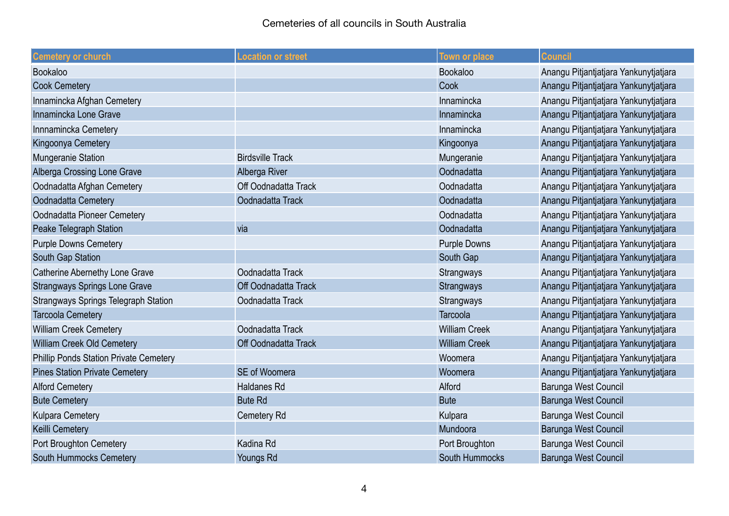Cemeteries of all councils in South Australia

| Cemetery or church | Location or street | Town or place | Council |
| --- | --- | --- | --- |
| Bookaloo | | Bookaloo | Anangu Pitjantjatjara Yankunytjatjara |
| Cook Cemetery | | Cook | Anangu Pitjantjatjara Yankunytjatjara |
| Innamincka Afghan Cemetery | | Innamincka | Anangu Pitjantjatjara Yankunytjatjara |
| Innamincka Lone Grave | | Innamincka | Anangu Pitjantjatjara Yankunytjatjara |
| Innnamincka Cemetery | | Innamincka | Anangu Pitjantjatjara Yankunytjatjara |
| Kingoonya Cemetery | | Kingoonya | Anangu Pitjantjatjara Yankunytjatjara |
| Mungeranie Station | Birdsville Track | Mungeranie | Anangu Pitjantjatjara Yankunytjatjara |
| Alberga Crossing Lone Grave | Alberga River | Oodnadatta | Anangu Pitjantjatjara Yankunytjatjara |
| Oodnadatta Afghan Cemetery | Off Oodnadatta Track | Oodnadatta | Anangu Pitjantjatjara Yankunytjatjara |
| Oodnadatta Cemetery | Oodnadatta Track | Oodnadatta | Anangu Pitjantjatjara Yankunytjatjara |
| Oodnadatta Pioneer Cemetery | | Oodnadatta | Anangu Pitjantjatjara Yankunytjatjara |
| Peake Telegraph Station | via | Oodnadatta | Anangu Pitjantjatjara Yankunytjatjara |
| Purple Downs Cemetery | | Purple Downs | Anangu Pitjantjatjara Yankunytjatjara |
| South Gap Station | | South Gap | Anangu Pitjantjatjara Yankunytjatjara |
| Catherine Abernethy Lone Grave | Oodnadatta Track | Strangways | Anangu Pitjantjatjara Yankunytjatjara |
| Strangways Springs Lone Grave | Off Oodnadatta Track | Strangways | Anangu Pitjantjatjara Yankunytjatjara |
| Strangways Springs Telegraph Station | Oodnadatta Track | Strangways | Anangu Pitjantjatjara Yankunytjatjara |
| Tarcoola Cemetery | | Tarcoola | Anangu Pitjantjatjara Yankunytjatjara |
| William Creek Cemetery | Oodnadatta Track | William Creek | Anangu Pitjantjatjara Yankunytjatjara |
| William Creek Old Cemetery | Off Oodnadatta Track | William Creek | Anangu Pitjantjatjara Yankunytjatjara |
| Phillip Ponds Station Private Cemetery | | Woomera | Anangu Pitjantjatjara Yankunytjatjara |
| Pines Station Private Cemetery | SE of Woomera | Woomera | Anangu Pitjantjatjara Yankunytjatjara |
| Alford Cemetery | Haldanes Rd | Alford | Barunga West Council |
| Bute Cemetery | Bute Rd | Bute | Barunga West Council |
| Kulpara Cemetery | Cemetery Rd | Kulpara | Barunga West Council |
| Keilli Cemetery | | Mundoora | Barunga West Council |
| Port Broughton Cemetery | Kadina Rd | Port Broughton | Barunga West Council |
| South Hummocks Cemetery | Youngs Rd | South Hummocks | Barunga West Council |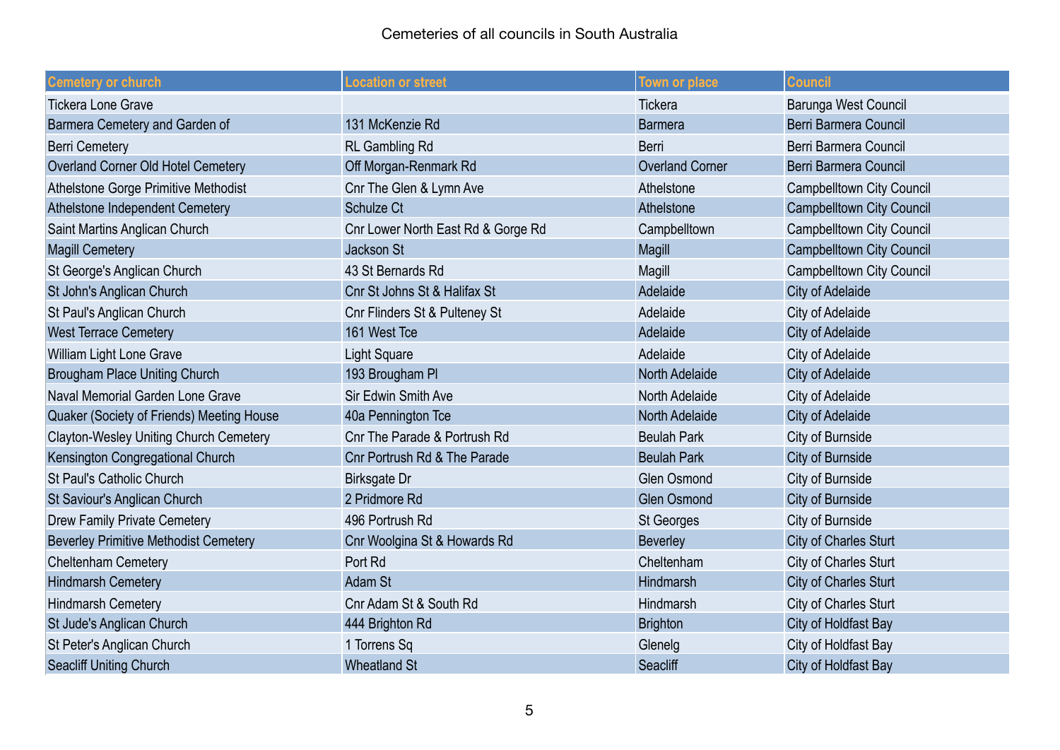Cemeteries of all councils in South Australia

| Cemetery or church | Location or street | Town or place | Council |
|---|---|---|---|
| Tickera Lone Grave | | Tickera | Barunga West Council |
| Barmera Cemetery and Garden of | 131 McKenzie Rd | Barmera | Berri Barmera Council |
| Berri Cemetery | RL Gambling Rd | Berri | Berri Barmera Council |
| Overland Corner Old Hotel Cemetery | Off Morgan-Renmark Rd | Overland Corner | Berri Barmera Council |
| Athelstone Gorge Primitive Methodist | Cnr The Glen & Lymn Ave | Athelstone | Campbelltown City Council |
| Athelstone Independent Cemetery | Schulze Ct | Athelstone | Campbelltown City Council |
| Saint Martins Anglican Church | Cnr Lower North East Rd & Gorge Rd | Campbelltown | Campbelltown City Council |
| Magill Cemetery | Jackson St | Magill | Campbelltown City Council |
| St George's Anglican Church | 43 St Bernards Rd | Magill | Campbelltown City Council |
| St John's Anglican Church | Cnr St Johns St & Halifax St | Adelaide | City of Adelaide |
| St Paul's Anglican Church | Cnr Flinders St & Pulteney St | Adelaide | City of Adelaide |
| West Terrace Cemetery | 161 West Tce | Adelaide | City of Adelaide |
| William Light Lone Grave | Light Square | Adelaide | City of Adelaide |
| Brougham Place Uniting Church | 193 Brougham Pl | North Adelaide | City of Adelaide |
| Naval Memorial Garden Lone Grave | Sir Edwin Smith Ave | North Adelaide | City of Adelaide |
| Quaker (Society of Friends) Meeting House | 40a Pennington Tce | North Adelaide | City of Adelaide |
| Clayton-Wesley Uniting Church Cemetery | Cnr The Parade & Portrush Rd | Beulah Park | City of Burnside |
| Kensington Congregational Church | Cnr Portrush Rd & The Parade | Beulah Park | City of Burnside |
| St Paul's Catholic Church | Birksgate Dr | Glen Osmond | City of Burnside |
| St Saviour's Anglican Church | 2 Pridmore Rd | Glen Osmond | City of Burnside |
| Drew Family Private Cemetery | 496 Portrush Rd | St Georges | City of Burnside |
| Beverley Primitive Methodist Cemetery | Cnr Woolgina St & Howards Rd | Beverley | City of Charles Sturt |
| Cheltenham Cemetery | Port Rd | Cheltenham | City of Charles Sturt |
| Hindmarsh Cemetery | Adam St | Hindmarsh | City of Charles Sturt |
| Hindmarsh Cemetery | Cnr Adam St & South Rd | Hindmarsh | City of Charles Sturt |
| St Jude's Anglican Church | 444 Brighton Rd | Brighton | City of Holdfast Bay |
| St Peter's Anglican Church | 1 Torrens Sq | Glenelg | City of Holdfast Bay |
| Seacliff Uniting Church | Wheatland St | Seacliff | City of Holdfast Bay |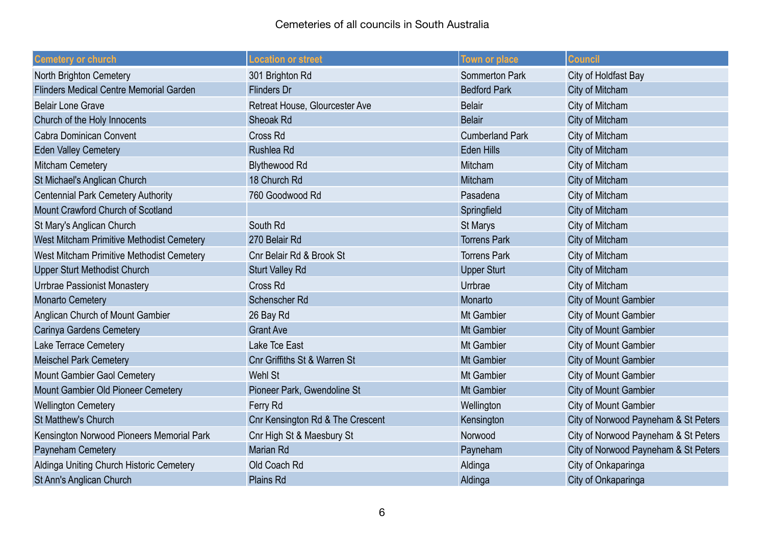Cemeteries of all councils in South Australia

| Cemetery or church | Location or street | Town or place | Council |
|---|---|---|---|
| North Brighton Cemetery | 301 Brighton Rd | Sommerton Park | City of Holdfast Bay |
| Flinders Medical Centre Memorial Garden | Flinders Dr | Bedford Park | City of Mitcham |
| Belair Lone Grave | Retreat House, Glourcester Ave | Belair | City of Mitcham |
| Church of the Holy Innocents | Sheoak Rd | Belair | City of Mitcham |
| Cabra Dominican Convent | Cross Rd | Cumberland Park | City of Mitcham |
| Eden Valley Cemetery | Rushlea Rd | Eden Hills | City of Mitcham |
| Mitcham Cemetery | Blythewood Rd | Mitcham | City of Mitcham |
| St Michael's Anglican Church | 18 Church Rd | Mitcham | City of Mitcham |
| Centennial Park Cemetery Authority | 760 Goodwood Rd | Pasadena | City of Mitcham |
| Mount Crawford Church of Scotland | | Springfield | City of Mitcham |
| St Mary's Anglican Church | South Rd | St Marys | City of Mitcham |
| West Mitcham Primitive Methodist Cemetery | 270 Belair Rd | Torrens Park | City of Mitcham |
| West Mitcham Primitive Methodist Cemetery | Cnr Belair Rd & Brook St | Torrens Park | City of Mitcham |
| Upper Sturt Methodist Church | Sturt Valley Rd | Upper Sturt | City of Mitcham |
| Urrbrae Passionist Monastery | Cross Rd | Urrbrae | City of Mitcham |
| Monarto Cemetery | Schenscher Rd | Monarto | City of Mount Gambier |
| Anglican Church of Mount Gambier | 26 Bay Rd | Mt Gambier | City of Mount Gambier |
| Carinya Gardens Cemetery | Grant Ave | Mt Gambier | City of Mount Gambier |
| Lake Terrace Cemetery | Lake Tce East | Mt Gambier | City of Mount Gambier |
| Meischel Park Cemetery | Cnr Griffiths St & Warren St | Mt Gambier | City of Mount Gambier |
| Mount Gambier Gaol Cemetery | Wehl St | Mt Gambier | City of Mount Gambier |
| Mount Gambier Old Pioneer Cemetery | Pioneer Park, Gwendoline St | Mt Gambier | City of Mount Gambier |
| Wellington Cemetery | Ferry Rd | Wellington | City of Mount Gambier |
| St Matthew's Church | Cnr Kensington Rd & The Crescent | Kensington | City of Norwood Payneham & St Peters |
| Kensington Norwood Pioneers Memorial Park | Cnr High St & Maesbury St | Norwood | City of Norwood Payneham & St Peters |
| Payneham Cemetery | Marian Rd | Payneham | City of Norwood Payneham & St Peters |
| Aldinga Uniting Church Historic Cemetery | Old Coach Rd | Aldinga | City of Onkaparinga |
| St Ann's Anglican Church | Plains Rd | Aldinga | City of Onkaparinga |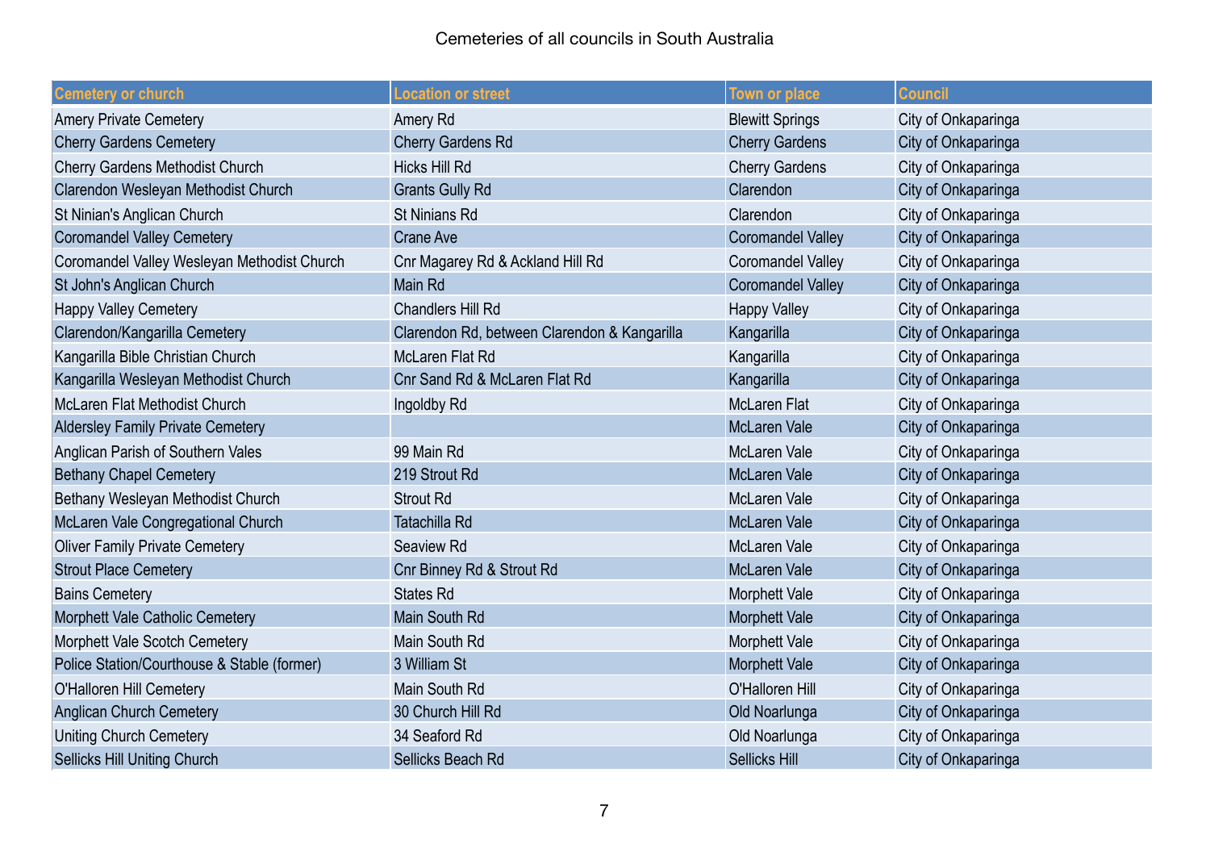Cemeteries of all councils in South Australia

| Cemetery or church | Location or street | Town or place | Council |
|---|---|---|---|
| Amery Private Cemetery | Amery Rd | Blewitt Springs | City of Onkaparinga |
| Cherry Gardens Cemetery | Cherry Gardens Rd | Cherry Gardens | City of Onkaparinga |
| Cherry Gardens Methodist Church | Hicks Hill Rd | Cherry Gardens | City of Onkaparinga |
| Clarendon Wesleyan Methodist Church | Grants Gully Rd | Clarendon | City of Onkaparinga |
| St Ninian's Anglican Church | St Ninians Rd | Clarendon | City of Onkaparinga |
| Coromandel Valley Cemetery | Crane Ave | Coromandel Valley | City of Onkaparinga |
| Coromandel Valley Wesleyan Methodist Church | Cnr Magarey Rd & Ackland Hill Rd | Coromandel Valley | City of Onkaparinga |
| St John's Anglican Church | Main Rd | Coromandel Valley | City of Onkaparinga |
| Happy Valley Cemetery | Chandlers Hill Rd | Happy Valley | City of Onkaparinga |
| Clarendon/Kangarilla Cemetery | Clarendon Rd, between Clarendon & Kangarilla | Kangarilla | City of Onkaparinga |
| Kangarilla Bible Christian Church | McLaren Flat Rd | Kangarilla | City of Onkaparinga |
| Kangarilla Wesleyan Methodist Church | Cnr Sand Rd & McLaren Flat Rd | Kangarilla | City of Onkaparinga |
| McLaren Flat Methodist Church | Ingoldby Rd | McLaren Flat | City of Onkaparinga |
| Aldersley Family Private Cemetery | | McLaren Vale | City of Onkaparinga |
| Anglican Parish of Southern Vales | 99 Main Rd | McLaren Vale | City of Onkaparinga |
| Bethany Chapel Cemetery | 219 Strout Rd | McLaren Vale | City of Onkaparinga |
| Bethany Wesleyan Methodist Church | Strout Rd | McLaren Vale | City of Onkaparinga |
| McLaren Vale Congregational Church | Tatachilla Rd | McLaren Vale | City of Onkaparinga |
| Oliver Family Private Cemetery | Seaview Rd | McLaren Vale | City of Onkaparinga |
| Strout Place Cemetery | Cnr Binney Rd & Strout Rd | McLaren Vale | City of Onkaparinga |
| Bains Cemetery | States Rd | Morphett Vale | City of Onkaparinga |
| Morphett Vale Catholic Cemetery | Main South Rd | Morphett Vale | City of Onkaparinga |
| Morphett Vale Scotch Cemetery | Main South Rd | Morphett Vale | City of Onkaparinga |
| Police Station/Courthouse & Stable (former) | 3 William St | Morphett Vale | City of Onkaparinga |
| O'Halloren Hill Cemetery | Main South Rd | O'Halloren Hill | City of Onkaparinga |
| Anglican Church Cemetery | 30 Church Hill Rd | Old Noarlunga | City of Onkaparinga |
| Uniting Church Cemetery | 34 Seaford Rd | Old Noarlunga | City of Onkaparinga |
| Sellicks Hill Uniting Church | Sellicks Beach Rd | Sellicks Hill | City of Onkaparinga |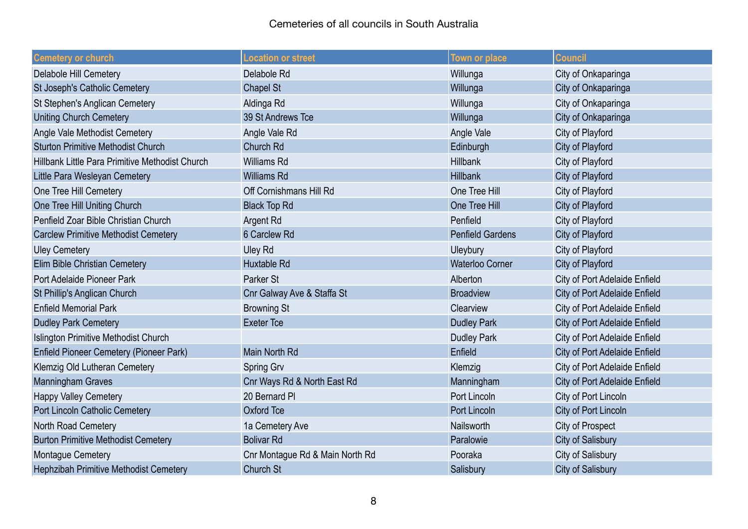Cemeteries of all councils in South Australia

| Cemetery or church | Location or street | Town or place | Council |
| --- | --- | --- | --- |
| Delabole Hill Cemetery | Delabole Rd | Willunga | City of Onkaparinga |
| St Joseph's Catholic Cemetery | Chapel St | Willunga | City of Onkaparinga |
| St Stephen's Anglican Cemetery | Aldinga Rd | Willunga | City of Onkaparinga |
| Uniting Church Cemetery | 39 St Andrews Tce | Willunga | City of Onkaparinga |
| Angle Vale Methodist Cemetery | Angle Vale Rd | Angle Vale | City of Playford |
| Sturton Primitive Methodist Church | Church Rd | Edinburgh | City of Playford |
| Hillbank Little Para Primitive Methodist Church | Williams Rd | Hillbank | City of Playford |
| Little Para Wesleyan Cemetery | Williams Rd | Hillbank | City of Playford |
| One Tree Hill Cemetery | Off Cornishmans Hill Rd | One Tree Hill | City of Playford |
| One Tree Hill Uniting Church | Black Top Rd | One Tree Hill | City of Playford |
| Penfield Zoar Bible Christian Church | Argent Rd | Penfield | City of Playford |
| Carclew Primitive Methodist Cemetery | 6 Carclew Rd | Penfield Gardens | City of Playford |
| Uley Cemetery | Uley Rd | Uleybury | City of Playford |
| Elim Bible Christian Cemetery | Huxtable Rd | Waterloo Corner | City of Playford |
| Port Adelaide Pioneer Park | Parker St | Alberton | City of Port Adelaide Enfield |
| St Phillip's Anglican Church | Cnr Galway Ave & Staffa St | Broadview | City of Port Adelaide Enfield |
| Enfield Memorial Park | Browning St | Clearview | City of Port Adelaide Enfield |
| Dudley Park Cemetery | Exeter Tce | Dudley Park | City of Port Adelaide Enfield |
| Islington Primitive Methodist Church | | Dudley Park | City of Port Adelaide Enfield |
| Enfield Pioneer Cemetery (Pioneer Park) | Main North Rd | Enfield | City of Port Adelaide Enfield |
| Klemzig Old Lutheran Cemetery | Spring Grv | Klemzig | City of Port Adelaide Enfield |
| Manningham Graves | Cnr Ways Rd & North East Rd | Manningham | City of Port Adelaide Enfield |
| Happy Valley Cemetery | 20 Bernard Pl | Port Lincoln | City of Port Lincoln |
| Port Lincoln Catholic Cemetery | Oxford Tce | Port Lincoln | City of Port Lincoln |
| North Road Cemetery | 1a Cemetery Ave | Nailsworth | City of Prospect |
| Burton Primitive Methodist Cemetery | Bolivar Rd | Paralowie | City of Salisbury |
| Montague Cemetery | Cnr Montague Rd & Main North Rd | Pooraka | City of Salisbury |
| Hephzibah Primitive Methodist Cemetery | Church St | Salisbury | City of Salisbury |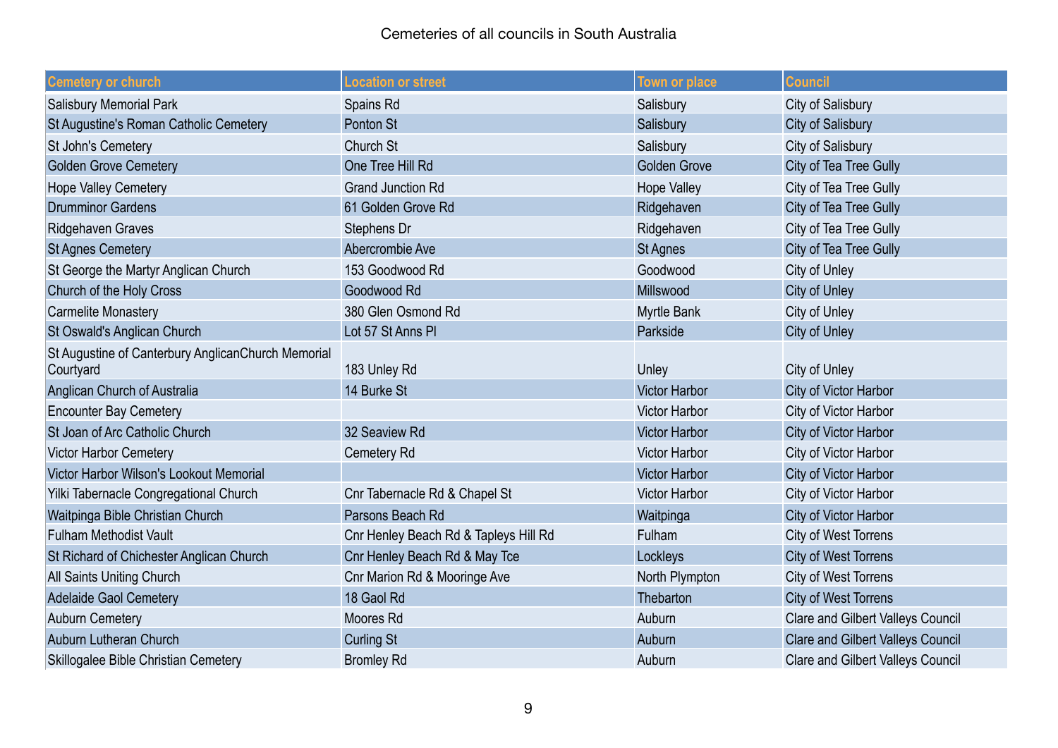Cemeteries of all councils in South Australia

| Cemetery or church | Location or street | Town or place | Council |
|---|---|---|---|
| Salisbury Memorial Park | Spains Rd | Salisbury | City of Salisbury |
| St Augustine's Roman Catholic Cemetery | Ponton St | Salisbury | City of Salisbury |
| St John's Cemetery | Church St | Salisbury | City of Salisbury |
| Golden Grove Cemetery | One Tree Hill Rd | Golden Grove | City of Tea Tree Gully |
| Hope Valley Cemetery | Grand Junction Rd | Hope Valley | City of Tea Tree Gully |
| Drumminor Gardens | 61 Golden Grove Rd | Ridgehaven | City of Tea Tree Gully |
| Ridgehaven Graves | Stephens Dr | Ridgehaven | City of Tea Tree Gully |
| St Agnes Cemetery | Abercrombie Ave | St Agnes | City of Tea Tree Gully |
| St George the Martyr Anglican Church | 153 Goodwood Rd | Goodwood | City of Unley |
| Church of the Holy Cross | Goodwood Rd | Millswood | City of Unley |
| Carmelite Monastery | 380 Glen Osmond Rd | Myrtle Bank | City of Unley |
| St Oswald's Anglican Church | Lot 57 St Anns Pl | Parkside | City of Unley |
| St Augustine of Canterbury AnglicanChurch Memorial Courtyard | 183 Unley Rd | Unley | City of Unley |
| Anglican Church of Australia | 14 Burke St | Victor Harbor | City of Victor Harbor |
| Encounter Bay Cemetery | | Victor Harbor | City of Victor Harbor |
| St Joan of Arc Catholic Church | 32 Seaview Rd | Victor Harbor | City of Victor Harbor |
| Victor Harbor Cemetery | Cemetery Rd | Victor Harbor | City of Victor Harbor |
| Victor Harbor Wilson's Lookout Memorial | | Victor Harbor | City of Victor Harbor |
| Yilki Tabernacle Congregational Church | Cnr Tabernacle Rd & Chapel St | Victor Harbor | City of Victor Harbor |
| Waitpinga Bible Christian Church | Parsons Beach Rd | Waitpinga | City of Victor Harbor |
| Fulham Methodist Vault | Cnr Henley Beach Rd & Tapleys Hill Rd | Fulham | City of West Torrens |
| St Richard of Chichester Anglican Church | Cnr Henley Beach Rd & May Tce | Lockleys | City of West Torrens |
| All Saints Uniting Church | Cnr Marion Rd & Mooringe Ave | North Plympton | City of West Torrens |
| Adelaide Gaol Cemetery | 18 Gaol Rd | Thebarton | City of West Torrens |
| Auburn Cemetery | Moores Rd | Auburn | Clare and Gilbert Valleys Council |
| Auburn Lutheran Church | Curling St | Auburn | Clare and Gilbert Valleys Council |
| Skillogalee Bible Christian Cemetery | Bromley Rd | Auburn | Clare and Gilbert Valleys Council |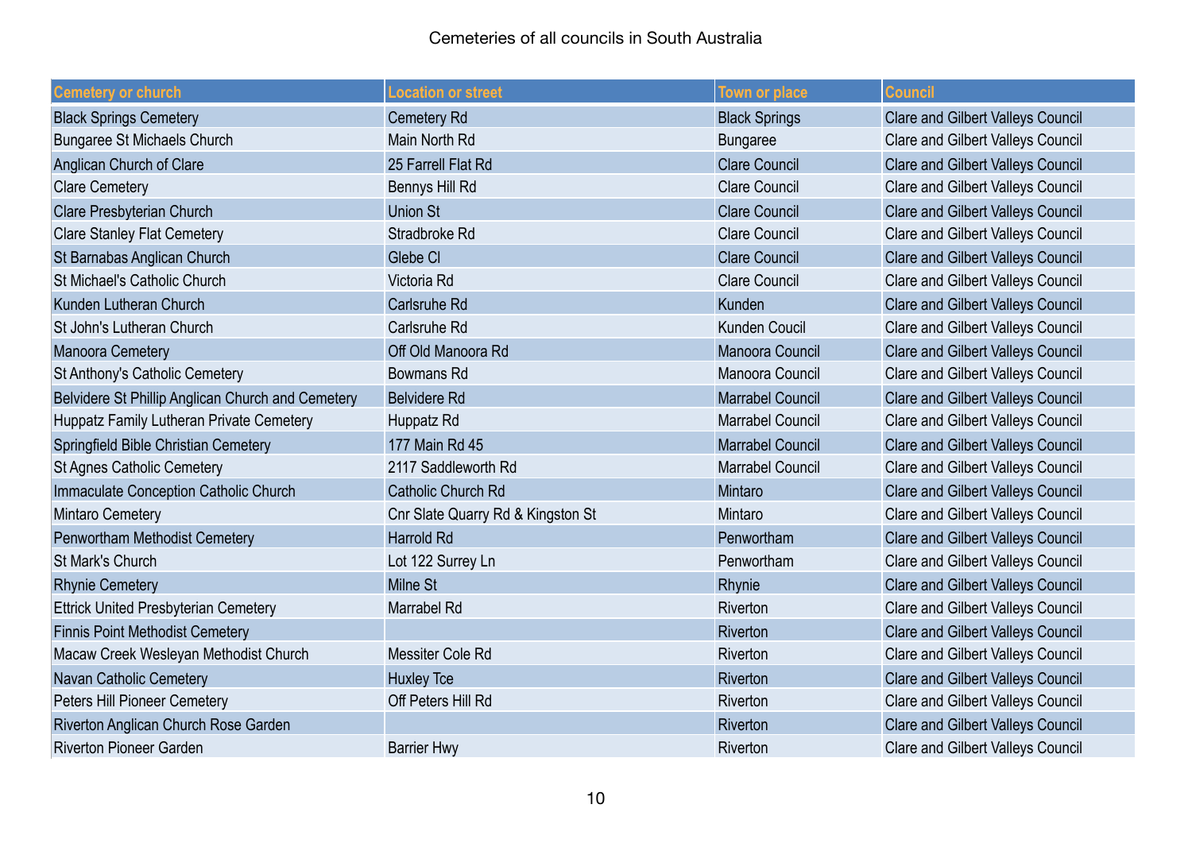Cemeteries of all councils in South Australia

| Cemetery or church | Location or street | Town or place | Council |
|---|---|---|---|
| Black Springs Cemetery | Cemetery Rd | Black Springs | Clare and Gilbert Valleys Council |
| Bungaree St Michaels Church | Main North Rd | Bungaree | Clare and Gilbert Valleys Council |
| Anglican Church of Clare | 25 Farrell Flat Rd | Clare Council | Clare and Gilbert Valleys Council |
| Clare Cemetery | Bennys Hill Rd | Clare Council | Clare and Gilbert Valleys Council |
| Clare Presbyterian Church | Union St | Clare Council | Clare and Gilbert Valleys Council |
| Clare Stanley Flat Cemetery | Stradbroke Rd | Clare Council | Clare and Gilbert Valleys Council |
| St Barnabas Anglican Church | Glebe Cl | Clare Council | Clare and Gilbert Valleys Council |
| St Michael's Catholic Church | Victoria Rd | Clare Council | Clare and Gilbert Valleys Council |
| Kunden Lutheran Church | Carlsruhe Rd | Kunden | Clare and Gilbert Valleys Council |
| St John's Lutheran Church | Carlsruhe Rd | Kunden Coucil | Clare and Gilbert Valleys Council |
| Manoora Cemetery | Off Old Manoora Rd | Manoora Council | Clare and Gilbert Valleys Council |
| St Anthony's Catholic Cemetery | Bowmans Rd | Manoora Council | Clare and Gilbert Valleys Council |
| Belvidere St Phillip Anglican Church and Cemetery | Belvidere Rd | Marrabel Council | Clare and Gilbert Valleys Council |
| Huppatz Family Lutheran Private Cemetery | Huppatz Rd | Marrabel Council | Clare and Gilbert Valleys Council |
| Springfield Bible Christian Cemetery | 177 Main Rd 45 | Marrabel Council | Clare and Gilbert Valleys Council |
| St Agnes Catholic Cemetery | 2117 Saddleworth Rd | Marrabel Council | Clare and Gilbert Valleys Council |
| Immaculate Conception Catholic Church | Catholic Church Rd | Mintaro | Clare and Gilbert Valleys Council |
| Mintaro Cemetery | Cnr Slate Quarry Rd & Kingston St | Mintaro | Clare and Gilbert Valleys Council |
| Penwortham Methodist Cemetery | Harrold Rd | Penwortham | Clare and Gilbert Valleys Council |
| St Mark's Church | Lot 122 Surrey Ln | Penwortham | Clare and Gilbert Valleys Council |
| Rhynie Cemetery | Milne St | Rhynie | Clare and Gilbert Valleys Council |
| Ettrick United Presbyterian Cemetery | Marrabel Rd | Riverton | Clare and Gilbert Valleys Council |
| Finnis Point Methodist Cemetery | | Riverton | Clare and Gilbert Valleys Council |
| Macaw Creek Wesleyan Methodist Church | Messiter Cole Rd | Riverton | Clare and Gilbert Valleys Council |
| Navan Catholic Cemetery | Huxley Tce | Riverton | Clare and Gilbert Valleys Council |
| Peters Hill Pioneer Cemetery | Off Peters Hill Rd | Riverton | Clare and Gilbert Valleys Council |
| Riverton Anglican Church Rose Garden | | Riverton | Clare and Gilbert Valleys Council |
| Riverton Pioneer Garden | Barrier Hwy | Riverton | Clare and Gilbert Valleys Council |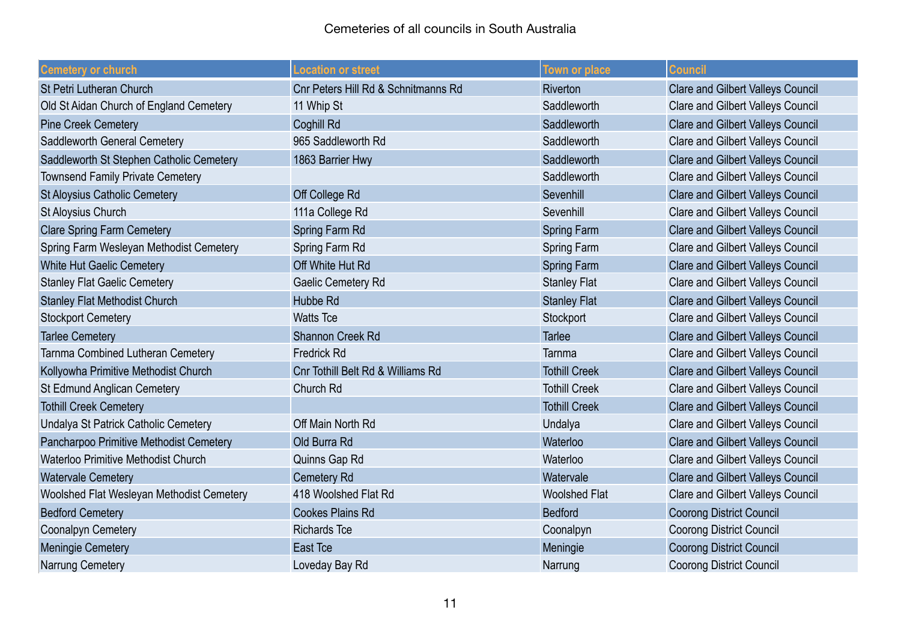Cemeteries of all councils in South Australia

| Cemetery or church | Location or street | Town or place | Council |
| --- | --- | --- | --- |
| St Petri Lutheran Church | Cnr Peters Hill Rd & Schnitmanns Rd | Riverton | Clare and Gilbert Valleys Council |
| Old St Aidan Church of England Cemetery | 11 Whip St | Saddleworth | Clare and Gilbert Valleys Council |
| Pine Creek Cemetery | Coghill Rd | Saddleworth | Clare and Gilbert Valleys Council |
| Saddleworth General Cemetery | 965 Saddleworth Rd | Saddleworth | Clare and Gilbert Valleys Council |
| Saddleworth St Stephen Catholic Cemetery | 1863 Barrier Hwy | Saddleworth | Clare and Gilbert Valleys Council |
| Townsend Family Private Cemetery | | Saddleworth | Clare and Gilbert Valleys Council |
| St Aloysius Catholic Cemetery | Off College Rd | Sevenhill | Clare and Gilbert Valleys Council |
| St Aloysius Church | 111a College Rd | Sevenhill | Clare and Gilbert Valleys Council |
| Clare Spring Farm Cemetery | Spring Farm Rd | Spring Farm | Clare and Gilbert Valleys Council |
| Spring Farm Wesleyan Methodist Cemetery | Spring Farm Rd | Spring Farm | Clare and Gilbert Valleys Council |
| White Hut Gaelic Cemetery | Off White Hut Rd | Spring Farm | Clare and Gilbert Valleys Council |
| Stanley Flat Gaelic Cemetery | Gaelic Cemetery Rd | Stanley Flat | Clare and Gilbert Valleys Council |
| Stanley Flat Methodist Church | Hubbe Rd | Stanley Flat | Clare and Gilbert Valleys Council |
| Stockport Cemetery | Watts Tce | Stockport | Clare and Gilbert Valleys Council |
| Tarlee Cemetery | Shannon Creek Rd | Tarlee | Clare and Gilbert Valleys Council |
| Tarnma Combined Lutheran Cemetery | Fredrick Rd | Tarnma | Clare and Gilbert Valleys Council |
| Kollyowha Primitive Methodist Church | Cnr Tothill Belt Rd & Williams Rd | Tothill Creek | Clare and Gilbert Valleys Council |
| St Edmund Anglican Cemetery | Church Rd | Tothill Creek | Clare and Gilbert Valleys Council |
| Tothill Creek Cemetery | | Tothill Creek | Clare and Gilbert Valleys Council |
| Undalya St Patrick Catholic Cemetery | Off Main North Rd | Undalya | Clare and Gilbert Valleys Council |
| Pancharpoo Primitive Methodist Cemetery | Old Burra Rd | Waterloo | Clare and Gilbert Valleys Council |
| Waterloo Primitive Methodist Church | Quinns Gap Rd | Waterloo | Clare and Gilbert Valleys Council |
| Watervale Cemetery | Cemetery Rd | Watervale | Clare and Gilbert Valleys Council |
| Woolshed Flat Wesleyan Methodist Cemetery | 418 Woolshed Flat Rd | Woolshed Flat | Clare and Gilbert Valleys Council |
| Bedford Cemetery | Cookes Plains Rd | Bedford | Coorong District Council |
| Coonalpyn Cemetery | Richards Tce | Coonalpyn | Coorong District Council |
| Meningie Cemetery | East Tce | Meningie | Coorong District Council |
| Narrung Cemetery | Loveday Bay Rd | Narrung | Coorong District Council |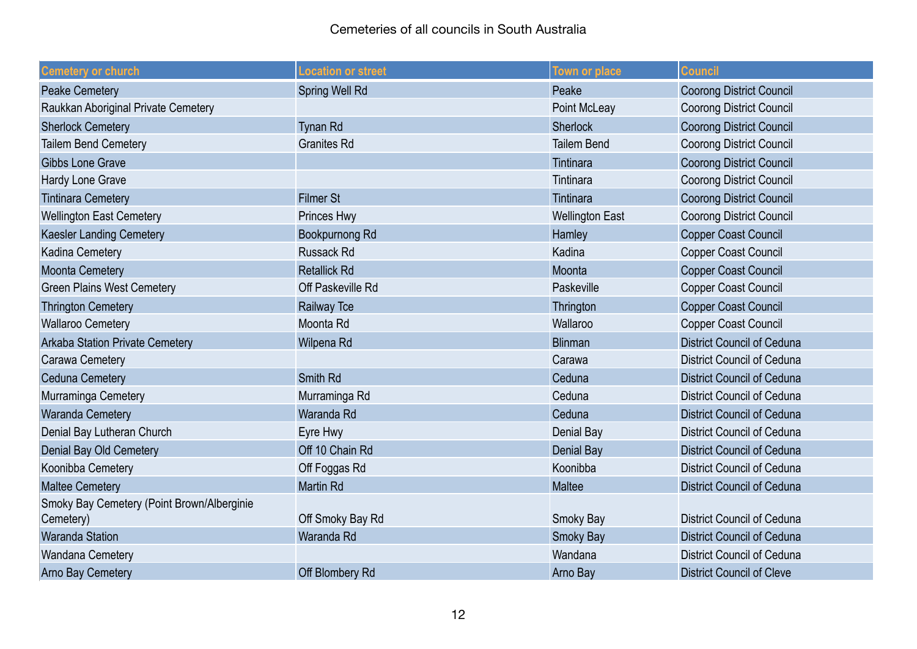Cemeteries of all councils in South Australia

| Cemetery or church | Location or street | Town or place | Council |
|---|---|---|---|
| Peake Cemetery | Spring Well Rd | Peake | Coorong District Council |
| Raukkan Aboriginal Private Cemetery | | Point McLeay | Coorong District Council |
| Sherlock Cemetery | Tynan Rd | Sherlock | Coorong District Council |
| Tailem Bend Cemetery | Granites Rd | Tailem Bend | Coorong District Council |
| Gibbs Lone Grave | | Tintinara | Coorong District Council |
| Hardy Lone Grave | | Tintinara | Coorong District Council |
| Tintinara Cemetery | Filmer St | Tintinara | Coorong District Council |
| Wellington East Cemetery | Princes Hwy | Wellington East | Coorong District Council |
| Kaesler Landing Cemetery | Bookpurnong Rd | Hamley | Copper Coast Council |
| Kadina Cemetery | Russack Rd | Kadina | Copper Coast Council |
| Moonta Cemetery | Retallick Rd | Moonta | Copper Coast Council |
| Green Plains West Cemetery | Off Paskeville Rd | Paskeville | Copper Coast Council |
| Thrington Cemetery | Railway Tce | Thrington | Copper Coast Council |
| Wallaroo Cemetery | Moonta Rd | Wallaroo | Copper Coast Council |
| Arkaba Station Private Cemetery | Wilpena Rd | Blinman | District Council of Ceduna |
| Carawa Cemetery | | Carawa | District Council of Ceduna |
| Ceduna Cemetery | Smith Rd | Ceduna | District Council of Ceduna |
| Murraminga Cemetery | Murraminga Rd | Ceduna | District Council of Ceduna |
| Waranda Cemetery | Waranda Rd | Ceduna | District Council of Ceduna |
| Denial Bay Lutheran Church | Eyre Hwy | Denial Bay | District Council of Ceduna |
| Denial Bay Old Cemetery | Off 10 Chain Rd | Denial Bay | District Council of Ceduna |
| Koonibba Cemetery | Off Foggas Rd | Koonibba | District Council of Ceduna |
| Maltee Cemetery | Martin Rd | Maltee | District Council of Ceduna |
| Smoky Bay Cemetery (Point Brown/Alberginie Cemetery) | Off Smoky Bay Rd | Smoky Bay | District Council of Ceduna |
| Waranda Station | Waranda Rd | Smoky Bay | District Council of Ceduna |
| Wandana Cemetery | | Wandana | District Council of Ceduna |
| Arno Bay Cemetery | Off Blombery Rd | Arno Bay | District Council of Cleve |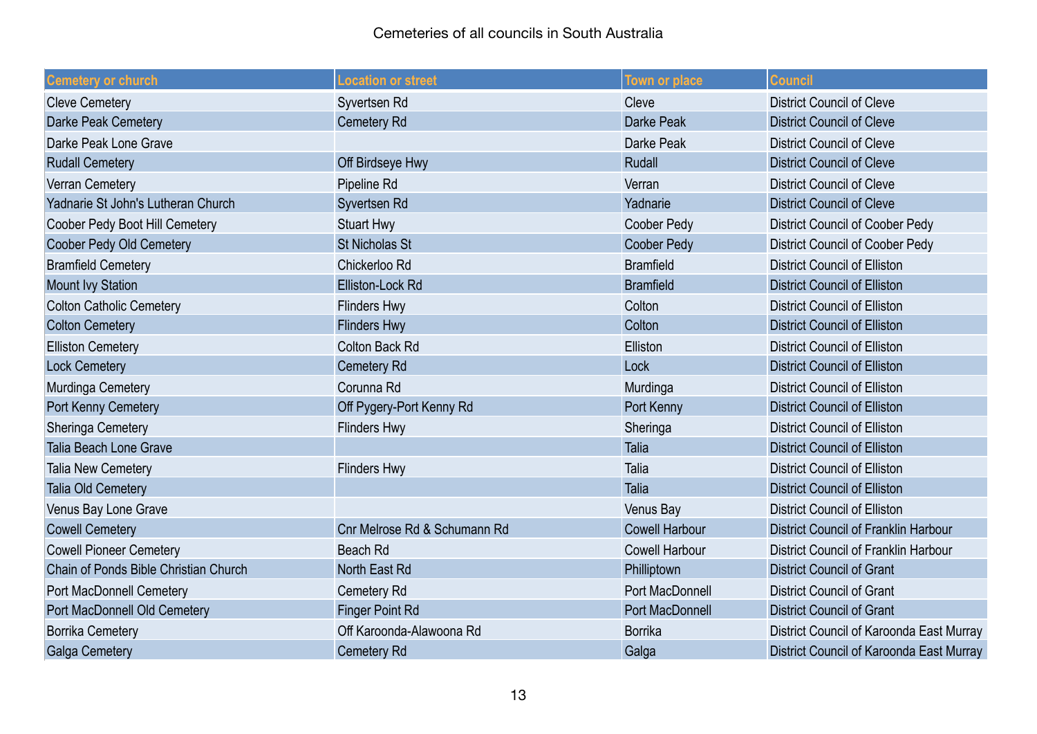Cemeteries of all councils in South Australia

| Cemetery or church | Location or street | Town or place | Council |
|---|---|---|---|
| Cleve Cemetery | Syvertsen Rd | Cleve | District Council of Cleve |
| Darke Peak Cemetery | Cemetery Rd | Darke Peak | District Council of Cleve |
| Darke Peak Lone Grave | | Darke Peak | District Council of Cleve |
| Rudall Cemetery | Off Birdseye Hwy | Rudall | District Council of Cleve |
| Verran Cemetery | Pipeline Rd | Verran | District Council of Cleve |
| Yadnarie St John's Lutheran Church | Syvertsen Rd | Yadnarie | District Council of Cleve |
| Coober Pedy Boot Hill Cemetery | Stuart Hwy | Coober Pedy | District Council of Coober Pedy |
| Coober Pedy Old Cemetery | St Nicholas St | Coober Pedy | District Council of Coober Pedy |
| Bramfield Cemetery | Chickerloo Rd | Bramfield | District Council of Elliston |
| Mount Ivy Station | Elliston-Lock Rd | Bramfield | District Council of Elliston |
| Colton Catholic Cemetery | Flinders Hwy | Colton | District Council of Elliston |
| Colton Cemetery | Flinders Hwy | Colton | District Council of Elliston |
| Elliston Cemetery | Colton Back Rd | Elliston | District Council of Elliston |
| Lock Cemetery | Cemetery Rd | Lock | District Council of Elliston |
| Murdinga Cemetery | Corunna Rd | Murdinga | District Council of Elliston |
| Port Kenny Cemetery | Off Pygery-Port Kenny Rd | Port Kenny | District Council of Elliston |
| Sheringa Cemetery | Flinders Hwy | Sheringa | District Council of Elliston |
| Talia Beach Lone Grave | | Talia | District Council of Elliston |
| Talia New Cemetery | Flinders Hwy | Talia | District Council of Elliston |
| Talia Old Cemetery | | Talia | District Council of Elliston |
| Venus Bay Lone Grave | | Venus Bay | District Council of Elliston |
| Cowell Cemetery | Cnr Melrose Rd & Schumann Rd | Cowell Harbour | District Council of Franklin Harbour |
| Cowell Pioneer Cemetery | Beach Rd | Cowell Harbour | District Council of Franklin Harbour |
| Chain of Ponds Bible Christian Church | North East Rd | Phillipstown | District Council of Grant |
| Port MacDonnell Cemetery | Cemetery Rd | Port MacDonnell | District Council of Grant |
| Port MacDonnell Old Cemetery | Finger Point Rd | Port MacDonnell | District Council of Grant |
| Borrika Cemetery | Off Karoonda-Alawoona Rd | Borrika | District Council of Karoonda East Murray |
| Galga Cemetery | Cemetery Rd | Galga | District Council of Karoonda East Murray |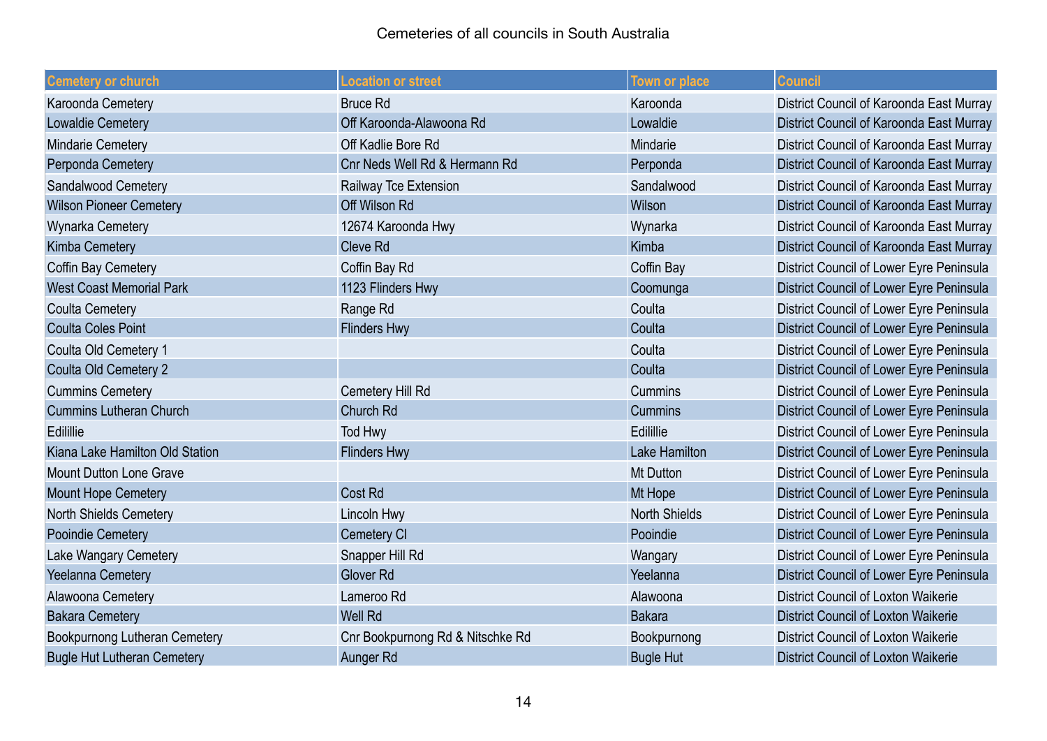Cemeteries of all councils in South Australia

| Cemetery or church | Location or street | Town or place | Council |
|---|---|---|---|
| Karoonda Cemetery | Bruce Rd | Karoonda | District Council of Karoonda East Murray |
| Lowaldie Cemetery | Off Karoonda-Alawoona Rd | Lowaldie | District Council of Karoonda East Murray |
| Mindarie Cemetery | Off Kadlie Bore Rd | Mindarie | District Council of Karoonda East Murray |
| Perponda Cemetery | Cnr Neds Well Rd & Hermann Rd | Perponda | District Council of Karoonda East Murray |
| Sandalwood Cemetery | Railway Tce Extension | Sandalwood | District Council of Karoonda East Murray |
| Wilson Pioneer Cemetery | Off Wilson Rd | Wilson | District Council of Karoonda East Murray |
| Wynarka Cemetery | 12674 Karoonda Hwy | Wynarka | District Council of Karoonda East Murray |
| Kimba Cemetery | Cleve Rd | Kimba | District Council of Karoonda East Murray |
| Coffin Bay Cemetery | Coffin Bay Rd | Coffin Bay | District Council of Lower Eyre Peninsula |
| West Coast Memorial Park | 1123 Flinders Hwy | Coomunga | District Council of Lower Eyre Peninsula |
| Coulta Cemetery | Range Rd | Coulta | District Council of Lower Eyre Peninsula |
| Coulta Coles Point | Flinders Hwy | Coulta | District Council of Lower Eyre Peninsula |
| Coulta Old Cemetery 1 | | Coulta | District Council of Lower Eyre Peninsula |
| Coulta Old Cemetery 2 | | Coulta | District Council of Lower Eyre Peninsula |
| Cummins Cemetery | Cemetery Hill Rd | Cummins | District Council of Lower Eyre Peninsula |
| Cummins Lutheran Church | Church Rd | Cummins | District Council of Lower Eyre Peninsula |
| Edillilie | Tod Hwy | Edillilie | District Council of Lower Eyre Peninsula |
| Kiana Lake Hamilton Old Station | Flinders Hwy | Lake Hamilton | District Council of Lower Eyre Peninsula |
| Mount Dutton Lone Grave | | Mt Dutton | District Council of Lower Eyre Peninsula |
| Mount Hope Cemetery | Cost Rd | Mt Hope | District Council of Lower Eyre Peninsula |
| North Shields Cemetery | Lincoln Hwy | North Shields | District Council of Lower Eyre Peninsula |
| Pooindie Cemetery | Cemetery Cl | Pooindie | District Council of Lower Eyre Peninsula |
| Lake Wangary Cemetery | Snapper Hill Rd | Wangary | District Council of Lower Eyre Peninsula |
| Yeelanna Cemetery | Glover Rd | Yeelanna | District Council of Lower Eyre Peninsula |
| Alawoona Cemetery | Lameroo Rd | Alawoona | District Council of Loxton Waikerie |
| Bakara Cemetery | Well Rd | Bakara | District Council of Loxton Waikerie |
| Bookpurnong Lutheran Cemetery | Cnr Bookpurnong Rd & Nitschke Rd | Bookpurnong | District Council of Loxton Waikerie |
| Bugle Hut Lutheran Cemetery | Aunger Rd | Bugle Hut | District Council of Loxton Waikerie |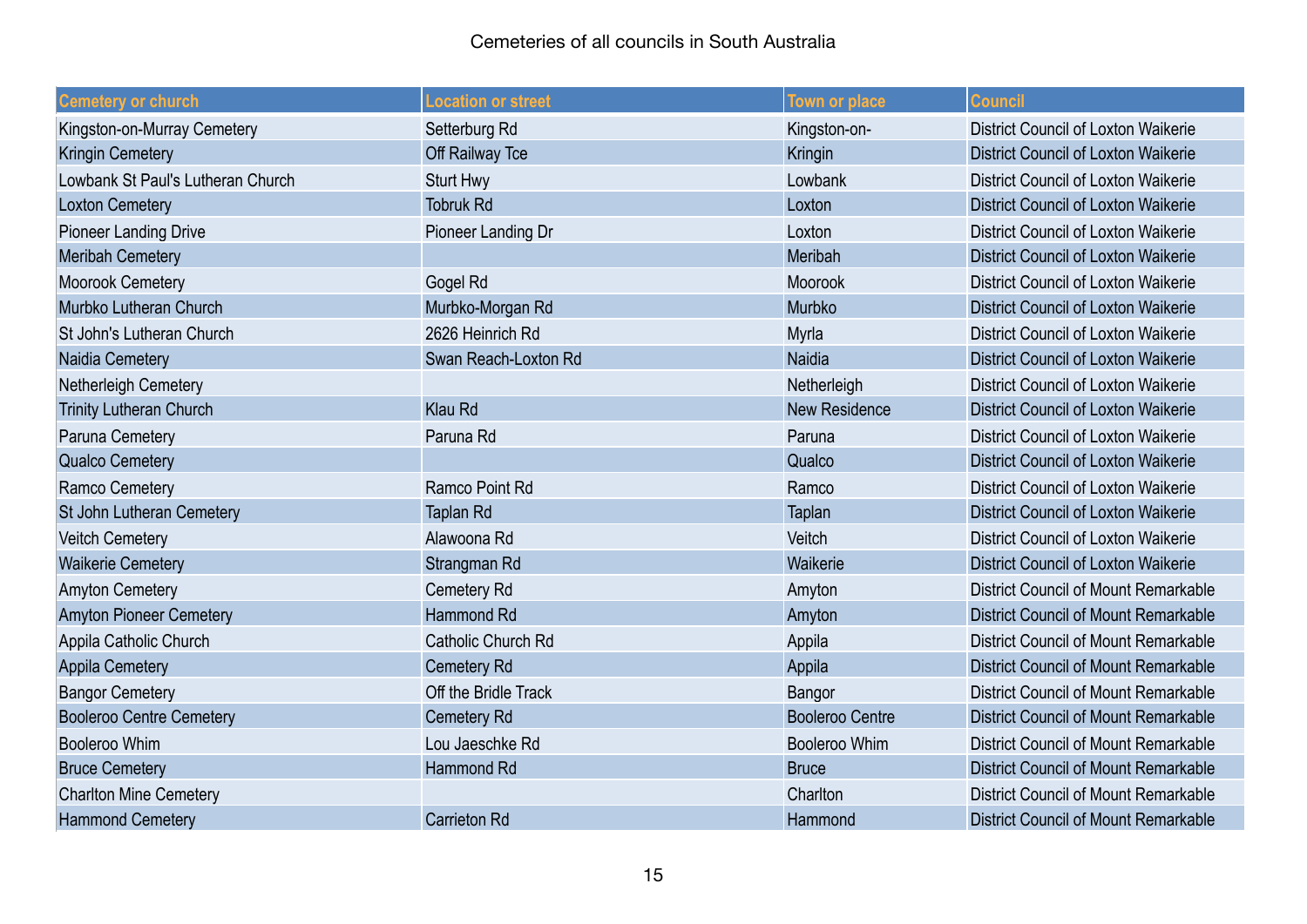Cemeteries of all councils in South Australia

| Cemetery or church | Location or street | Town or place | Council |
| --- | --- | --- | --- |
| Kingston-on-Murray Cemetery | Setterburg Rd | Kingston-on- | District Council of Loxton Waikerie |
| Kringin Cemetery | Off Railway Tce | Kringin | District Council of Loxton Waikerie |
| Lowbank St Paul's Lutheran Church | Sturt Hwy | Lowbank | District Council of Loxton Waikerie |
| Loxton Cemetery | Tobruk Rd | Loxton | District Council of Loxton Waikerie |
| Pioneer Landing Drive | Pioneer Landing Dr | Loxton | District Council of Loxton Waikerie |
| Meribah Cemetery | | Meribah | District Council of Loxton Waikerie |
| Moorook Cemetery | Gogel Rd | Moorook | District Council of Loxton Waikerie |
| Murbko Lutheran Church | Murbko-Morgan Rd | Murbko | District Council of Loxton Waikerie |
| St John's Lutheran Church | 2626 Heinrich Rd | Myrla | District Council of Loxton Waikerie |
| Naidia Cemetery | Swan Reach-Loxton Rd | Naidia | District Council of Loxton Waikerie |
| Netherleigh Cemetery | | Netherleigh | District Council of Loxton Waikerie |
| Trinity Lutheran Church | Klau Rd | New Residence | District Council of Loxton Waikerie |
| Paruna Cemetery | Paruna Rd | Paruna | District Council of Loxton Waikerie |
| Qualco Cemetery | | Qualco | District Council of Loxton Waikerie |
| Ramco Cemetery | Ramco Point Rd | Ramco | District Council of Loxton Waikerie |
| St John Lutheran Cemetery | Taplan Rd | Taplan | District Council of Loxton Waikerie |
| Veitch Cemetery | Alawoona Rd | Veitch | District Council of Loxton Waikerie |
| Waikerie Cemetery | Strangman Rd | Waikerie | District Council of Loxton Waikerie |
| Amyton Cemetery | Cemetery Rd | Amyton | District Council of Mount Remarkable |
| Amyton Pioneer Cemetery | Hammond Rd | Amyton | District Council of Mount Remarkable |
| Appila Catholic Church | Catholic Church Rd | Appila | District Council of Mount Remarkable |
| Appila Cemetery | Cemetery Rd | Appila | District Council of Mount Remarkable |
| Bangor Cemetery | Off the Bridle Track | Bangor | District Council of Mount Remarkable |
| Booleroo Centre Cemetery | Cemetery Rd | Booleroo Centre | District Council of Mount Remarkable |
| Booleroo Whim | Lou Jaeschke Rd | Booleroo Whim | District Council of Mount Remarkable |
| Bruce Cemetery | Hammond Rd | Bruce | District Council of Mount Remarkable |
| Charlton Mine Cemetery | | Charlton | District Council of Mount Remarkable |
| Hammond Cemetery | Carrieton Rd | Hammond | District Council of Mount Remarkable |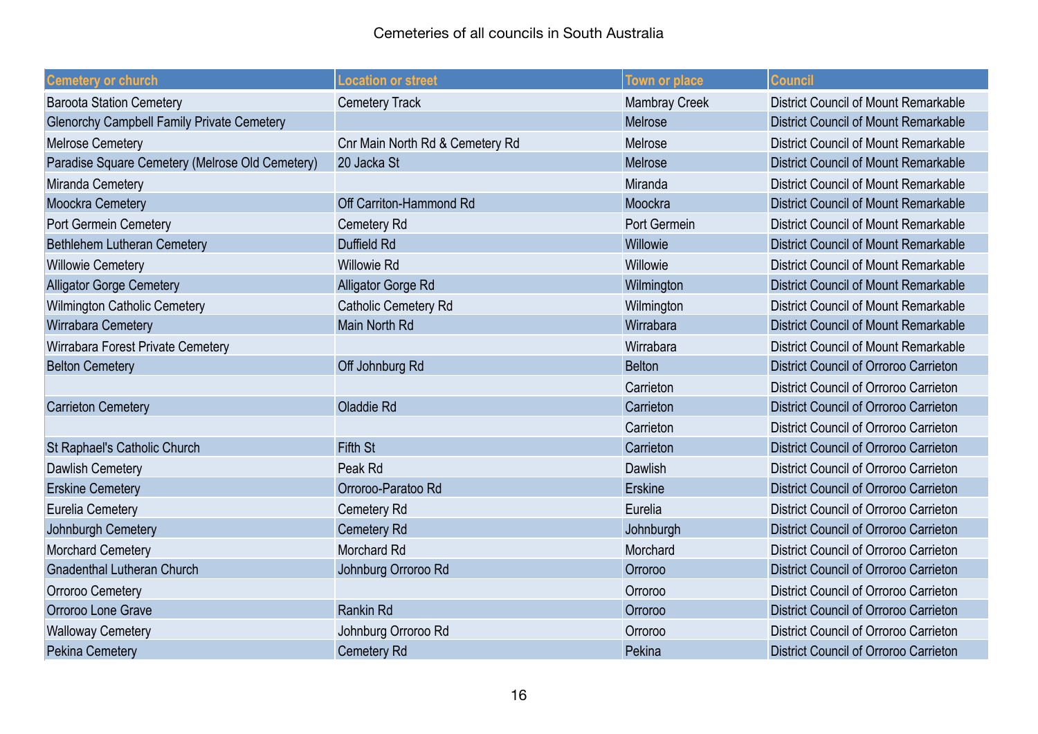Cemeteries of all councils in South Australia

| Cemetery or church | Location or street | Town or place | Council |
|---|---|---|---|
| Baroota Station Cemetery | Cemetery Track | Mambray Creek | District Council of Mount Remarkable |
| Glenorchy Campbell Family Private Cemetery | | Melrose | District Council of Mount Remarkable |
| Melrose Cemetery | Cnr Main North Rd & Cemetery Rd | Melrose | District Council of Mount Remarkable |
| Paradise Square Cemetery (Melrose Old Cemetery) | 20 Jacka St | Melrose | District Council of Mount Remarkable |
| Miranda Cemetery | | Miranda | District Council of Mount Remarkable |
| Moockra Cemetery | Off Carriton-Hammond Rd | Moockra | District Council of Mount Remarkable |
| Port Germein Cemetery | Cemetery Rd | Port Germein | District Council of Mount Remarkable |
| Bethlehem Lutheran Cemetery | Duffield Rd | Willowie | District Council of Mount Remarkable |
| Willowie Cemetery | Willowie Rd | Willowie | District Council of Mount Remarkable |
| Alligator Gorge Cemetery | Alligator Gorge Rd | Wilmington | District Council of Mount Remarkable |
| Wilmington Catholic Cemetery | Catholic Cemetery Rd | Wilmington | District Council of Mount Remarkable |
| Wirrabara Cemetery | Main North Rd | Wirrabara | District Council of Mount Remarkable |
| Wirrabara Forest Private Cemetery | | Wirrabara | District Council of Mount Remarkable |
| Belton Cemetery | Off Johnburg Rd | Belton | District Council of Orroroo Carrieton |
| | | Carrieton | District Council of Orroroo Carrieton |
| Carrieton Cemetery | Oladdie Rd | Carrieton | District Council of Orroroo Carrieton |
| | | Carrieton | District Council of Orroroo Carrieton |
| St Raphael's Catholic Church | Fifth St | Carrieton | District Council of Orroroo Carrieton |
| Dawlish Cemetery | Peak Rd | Dawlish | District Council of Orroroo Carrieton |
| Erskine Cemetery | Orroroo-Paratoo Rd | Erskine | District Council of Orroroo Carrieton |
| Eurelia Cemetery | Cemetery Rd | Eurelia | District Council of Orroroo Carrieton |
| Johnburgh Cemetery | Cemetery Rd | Johnburgh | District Council of Orroroo Carrieton |
| Morchard Cemetery | Morchard Rd | Morchard | District Council of Orroroo Carrieton |
| Gnadenthal Lutheran Church | Johnburg Orroroo Rd | Orroroo | District Council of Orroroo Carrieton |
| Orroroo Cemetery | | Orroroo | District Council of Orroroo Carrieton |
| Orroroo Lone Grave | Rankin Rd | Orroroo | District Council of Orroroo Carrieton |
| Walloway Cemetery | Johnburg Orroroo Rd | Orroroo | District Council of Orroroo Carrieton |
| Pekina Cemetery | Cemetery Rd | Pekina | District Council of Orroroo Carrieton |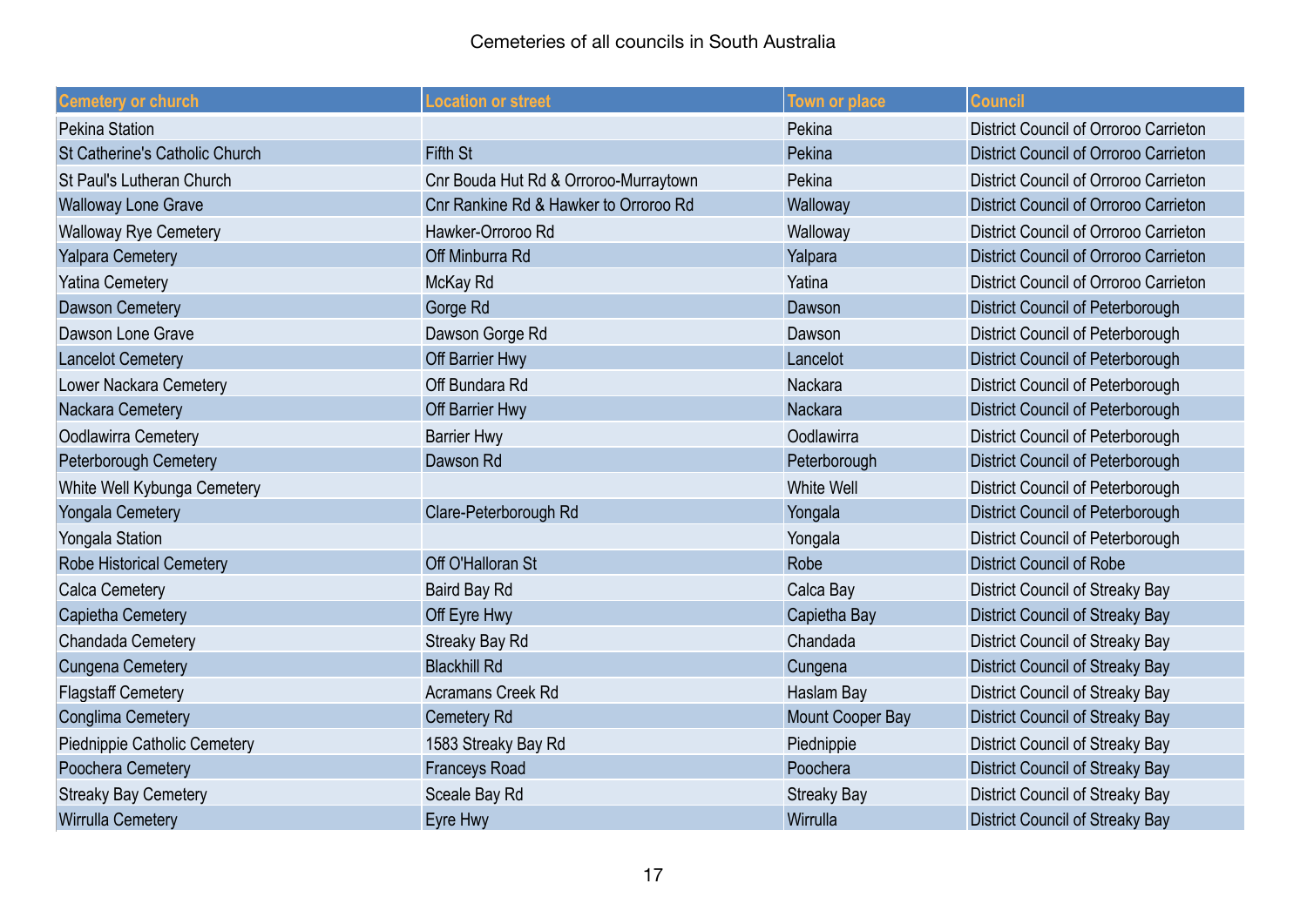Cemeteries of all councils in South Australia

| Cemetery or church | Location or street | Town or place | Council |
|---|---|---|---|
| Pekina Station | | Pekina | District Council of Orroroo Carrieton |
| St Catherine's Catholic Church | Fifth St | Pekina | District Council of Orroroo Carrieton |
| St Paul's Lutheran Church | Cnr Bouda Hut Rd & Orroroo-Murraytown | Pekina | District Council of Orroroo Carrieton |
| Walloway Lone Grave | Cnr Rankine Rd & Hawker to Orroroo Rd | Walloway | District Council of Orroroo Carrieton |
| Walloway Rye Cemetery | Hawker-Orroroo Rd | Walloway | District Council of Orroroo Carrieton |
| Yalpara Cemetery | Off Minburra Rd | Yalpara | District Council of Orroroo Carrieton |
| Yatina Cemetery | McKay Rd | Yatina | District Council of Orroroo Carrieton |
| Dawson Cemetery | Gorge Rd | Dawson | District Council of Peterborough |
| Dawson Lone Grave | Dawson Gorge Rd | Dawson | District Council of Peterborough |
| Lancelot Cemetery | Off Barrier Hwy | Lancelot | District Council of Peterborough |
| Lower Nackara Cemetery | Off Bundara Rd | Nackara | District Council of Peterborough |
| Nackara Cemetery | Off Barrier Hwy | Nackara | District Council of Peterborough |
| Oodlawirra Cemetery | Barrier Hwy | Oodlawirra | District Council of Peterborough |
| Peterborough Cemetery | Dawson Rd | Peterborough | District Council of Peterborough |
| White Well Kybunga Cemetery | | White Well | District Council of Peterborough |
| Yongala Cemetery | Clare-Peterborough Rd | Yongala | District Council of Peterborough |
| Yongala Station | | Yongala | District Council of Peterborough |
| Robe Historical Cemetery | Off O'Halloran St | Robe | District Council of Robe |
| Calca Cemetery | Baird Bay Rd | Calca Bay | District Council of Streaky Bay |
| Capietha Cemetery | Off Eyre Hwy | Capietha Bay | District Council of Streaky Bay |
| Chandada Cemetery | Streaky Bay Rd | Chandada | District Council of Streaky Bay |
| Cungena Cemetery | Blackhill Rd | Cungena | District Council of Streaky Bay |
| Flagstaff Cemetery | Acramans Creek Rd | Haslam Bay | District Council of Streaky Bay |
| Conglima Cemetery | Cemetery Rd | Mount Cooper Bay | District Council of Streaky Bay |
| Piednippie Catholic Cemetery | 1583 Streaky Bay Rd | Piednippie | District Council of Streaky Bay |
| Poochera Cemetery | Franceys Road | Poochera | District Council of Streaky Bay |
| Streaky Bay Cemetery | Sceale Bay Rd | Streaky Bay | District Council of Streaky Bay |
| Wirrulla Cemetery | Eyre Hwy | Wirrulla | District Council of Streaky Bay |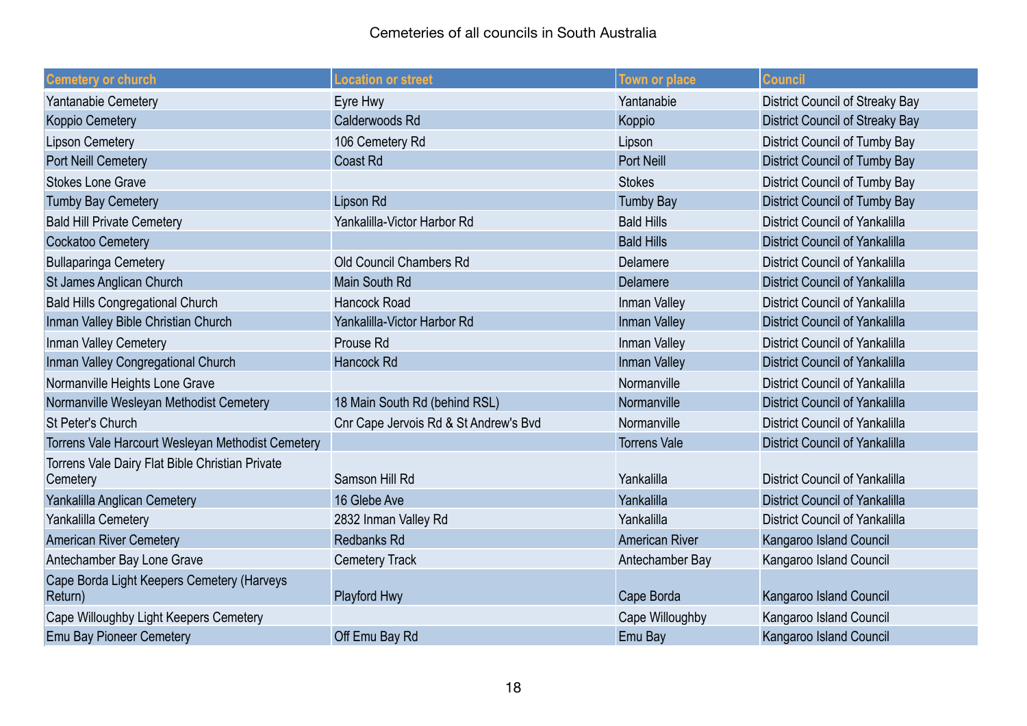Cemeteries of all councils in South Australia

| Cemetery or church | Location or street | Town or place | Council |
|---|---|---|---|
| Yantanabie Cemetery | Eyre Hwy | Yantanabie | District Council of Streaky Bay |
| Koppio Cemetery | Calderwoods Rd | Koppio | District Council of Streaky Bay |
| Lipson Cemetery | 106 Cemetery Rd | Lipson | District Council of Tumby Bay |
| Port Neill Cemetery | Coast Rd | Port Neill | District Council of Tumby Bay |
| Stokes Lone Grave | | Stokes | District Council of Tumby Bay |
| Tumby Bay Cemetery | Lipson Rd | Tumby Bay | District Council of Tumby Bay |
| Bald Hill Private Cemetery | Yankalilla-Victor Harbor Rd | Bald Hills | District Council of Yankalilla |
| Cockatoo Cemetery | | Bald Hills | District Council of Yankalilla |
| Bullaparinga Cemetery | Old Council Chambers Rd | Delamere | District Council of Yankalilla |
| St James Anglican Church | Main South Rd | Delamere | District Council of Yankalilla |
| Bald Hills Congregational Church | Hancock Road | Inman Valley | District Council of Yankalilla |
| Inman Valley Bible Christian Church | Yankalilla-Victor Harbor Rd | Inman Valley | District Council of Yankalilla |
| Inman Valley Cemetery | Prouse Rd | Inman Valley | District Council of Yankalilla |
| Inman Valley Congregational Church | Hancock Rd | Inman Valley | District Council of Yankalilla |
| Normanville Heights Lone Grave | | Normanville | District Council of Yankalilla |
| Normanville Wesleyan Methodist Cemetery | 18 Main South Rd (behind RSL) | Normanville | District Council of Yankalilla |
| St Peter's Church | Cnr Cape Jervois Rd & St Andrew's Bvd | Normanville | District Council of Yankalilla |
| Torrens Vale Harcourt Wesleyan Methodist Cemetery | | Torrens Vale | District Council of Yankalilla |
| Torrens Vale Dairy Flat Bible Christian Private Cemetery | Samson Hill Rd | Yankalilla | District Council of Yankalilla |
| Yankalilla Anglican Cemetery | 16 Glebe Ave | Yankalilla | District Council of Yankalilla |
| Yankalilla Cemetery | 2832 Inman Valley Rd | Yankalilla | District Council of Yankalilla |
| American River Cemetery | Redbanks Rd | American River | Kangaroo Island Council |
| Antechamber Bay Lone Grave | Cemetery Track | Antechamber Bay | Kangaroo Island Council |
| Cape Borda Light Keepers Cemetery (Harveys Return) | Playford Hwy | Cape Borda | Kangaroo Island Council |
| Cape Willoughby Light Keepers Cemetery | | Cape Willoughby | Kangaroo Island Council |
| Emu Bay Pioneer Cemetery | Off Emu Bay Rd | Emu Bay | Kangaroo Island Council |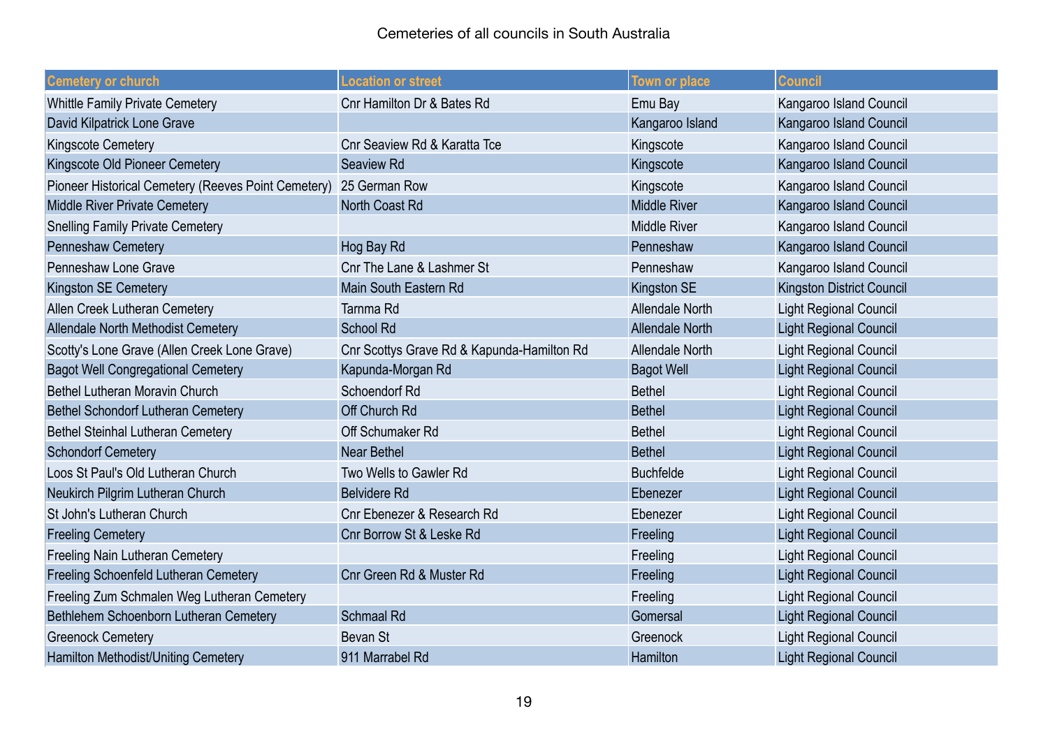Cemeteries of all councils in South Australia

| Cemetery or church | Location or street | Town or place | Council |
| --- | --- | --- | --- |
| Whittle Family Private Cemetery | Cnr Hamilton Dr & Bates Rd | Emu Bay | Kangaroo Island Council |
| David Kilpatrick Lone Grave | | Kangaroo Island | Kangaroo Island Council |
| Kingscote Cemetery | Cnr Seaview Rd & Karatta Tce | Kingscote | Kangaroo Island Council |
| Kingscote Old Pioneer Cemetery | Seaview Rd | Kingscote | Kangaroo Island Council |
| Pioneer Historical Cemetery (Reeves Point Cemetery) | 25 German Row | Kingscote | Kangaroo Island Council |
| Middle River Private Cemetery | North Coast Rd | Middle River | Kangaroo Island Council |
| Snelling Family Private Cemetery | | Middle River | Kangaroo Island Council |
| Penneshaw Cemetery | Hog Bay Rd | Penneshaw | Kangaroo Island Council |
| Penneshaw Lone Grave | Cnr The Lane & Lashmer St | Penneshaw | Kangaroo Island Council |
| Kingston SE Cemetery | Main South Eastern Rd | Kingston SE | Kingston District Council |
| Allen Creek Lutheran Cemetery | Tarnma Rd | Allendale North | Light Regional Council |
| Allendale North Methodist Cemetery | School Rd | Allendale North | Light Regional Council |
| Scotty's Lone Grave (Allen Creek Lone Grave) | Cnr Scottys Grave Rd & Kapunda-Hamilton Rd | Allendale North | Light Regional Council |
| Bagot Well Congregational Cemetery | Kapunda-Morgan Rd | Bagot Well | Light Regional Council |
| Bethel Lutheran Moravin Church | Schoendorf Rd | Bethel | Light Regional Council |
| Bethel Schondorf Lutheran Cemetery | Off Church Rd | Bethel | Light Regional Council |
| Bethel Steinhal Lutheran Cemetery | Off Schumaker Rd | Bethel | Light Regional Council |
| Schondorf Cemetery | Near Bethel | Bethel | Light Regional Council |
| Loos St Paul's Old Lutheran Church | Two Wells to Gawler Rd | Buchfelde | Light Regional Council |
| Neukirch Pilgrim Lutheran Church | Belvidere Rd | Ebenezer | Light Regional Council |
| St John's Lutheran Church | Cnr Ebenezer & Research Rd | Ebenezer | Light Regional Council |
| Freeling Cemetery | Cnr Borrow St & Leske Rd | Freeling | Light Regional Council |
| Freeling Nain Lutheran Cemetery | | Freeling | Light Regional Council |
| Freeling Schoenfeld Lutheran Cemetery | Cnr Green Rd & Muster Rd | Freeling | Light Regional Council |
| Freeling Zum Schmalen Weg Lutheran Cemetery | | Freeling | Light Regional Council |
| Bethlehem Schoenborn Lutheran Cemetery | Schmaal Rd | Gomersal | Light Regional Council |
| Greenock Cemetery | Bevan St | Greenock | Light Regional Council |
| Hamilton Methodist/Uniting Cemetery | 911 Marrabel Rd | Hamilton | Light Regional Council |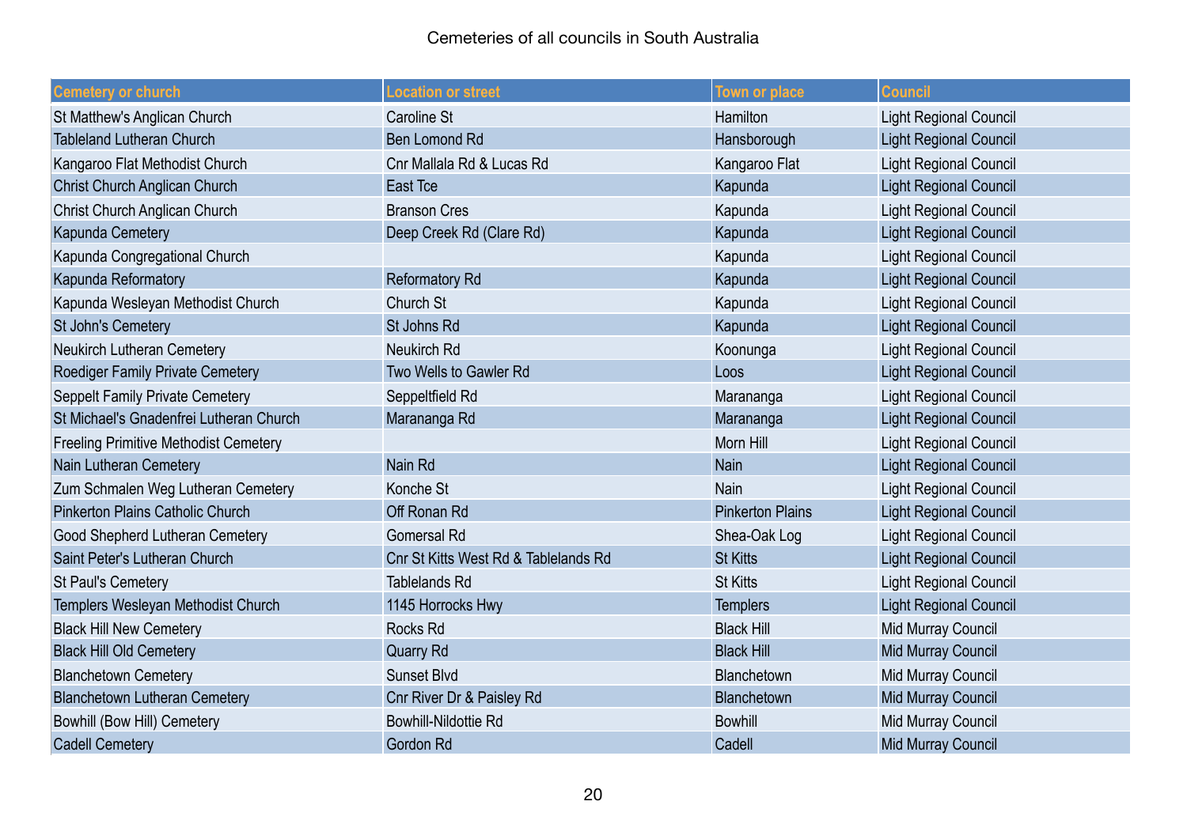Cemeteries of all councils in South Australia

| Cemetery or church | Location or street | Town or place | Council |
|---|---|---|---|
| St Matthew's Anglican Church | Caroline St | Hamilton | Light Regional Council |
| Tableland Lutheran Church | Ben Lomond Rd | Hansborough | Light Regional Council |
| Kangaroo Flat Methodist Church | Cnr Mallala Rd & Lucas Rd | Kangaroo Flat | Light Regional Council |
| Christ Church Anglican Church | East Tce | Kapunda | Light Regional Council |
| Christ Church Anglican Church | Branson Cres | Kapunda | Light Regional Council |
| Kapunda Cemetery | Deep Creek Rd (Clare Rd) | Kapunda | Light Regional Council |
| Kapunda Congregational Church | | Kapunda | Light Regional Council |
| Kapunda Reformatory | Reformatory Rd | Kapunda | Light Regional Council |
| Kapunda Wesleyan Methodist Church | Church St | Kapunda | Light Regional Council |
| St John's Cemetery | St Johns Rd | Kapunda | Light Regional Council |
| Neukirch Lutheran Cemetery | Neukirch Rd | Koonunga | Light Regional Council |
| Roediger Family Private Cemetery | Two Wells to Gawler Rd | Loos | Light Regional Council |
| Seppelt Family Private Cemetery | Seppeltfield Rd | Marananga | Light Regional Council |
| St Michael's Gnadenfrei Lutheran Church | Marananga Rd | Marananga | Light Regional Council |
| Freeling Primitive Methodist Cemetery | | Morn Hill | Light Regional Council |
| Nain Lutheran Cemetery | Nain Rd | Nain | Light Regional Council |
| Zum Schmalen Weg Lutheran Cemetery | Konche St | Nain | Light Regional Council |
| Pinkerton Plains Catholic Church | Off Ronan Rd | Pinkerton Plains | Light Regional Council |
| Good Shepherd Lutheran Cemetery | Gomersal Rd | Shea-Oak Log | Light Regional Council |
| Saint Peter's Lutheran Church | Cnr St Kitts West Rd & Tablelands Rd | St Kitts | Light Regional Council |
| St Paul's Cemetery | Tablelands Rd | St Kitts | Light Regional Council |
| Templers Wesleyan Methodist Church | 1145 Horrocks Hwy | Templers | Light Regional Council |
| Black Hill New Cemetery | Rocks Rd | Black Hill | Mid Murray Council |
| Black Hill Old Cemetery | Quarry Rd | Black Hill | Mid Murray Council |
| Blanchetown Cemetery | Sunset Blvd | Blanchetown | Mid Murray Council |
| Blanchetown Lutheran Cemetery | Cnr River Dr & Paisley Rd | Blanchetown | Mid Murray Council |
| Bowhill (Bow Hill) Cemetery | Bowhill-Nildottie Rd | Bowhill | Mid Murray Council |
| Cadell Cemetery | Gordon Rd | Cadell | Mid Murray Council |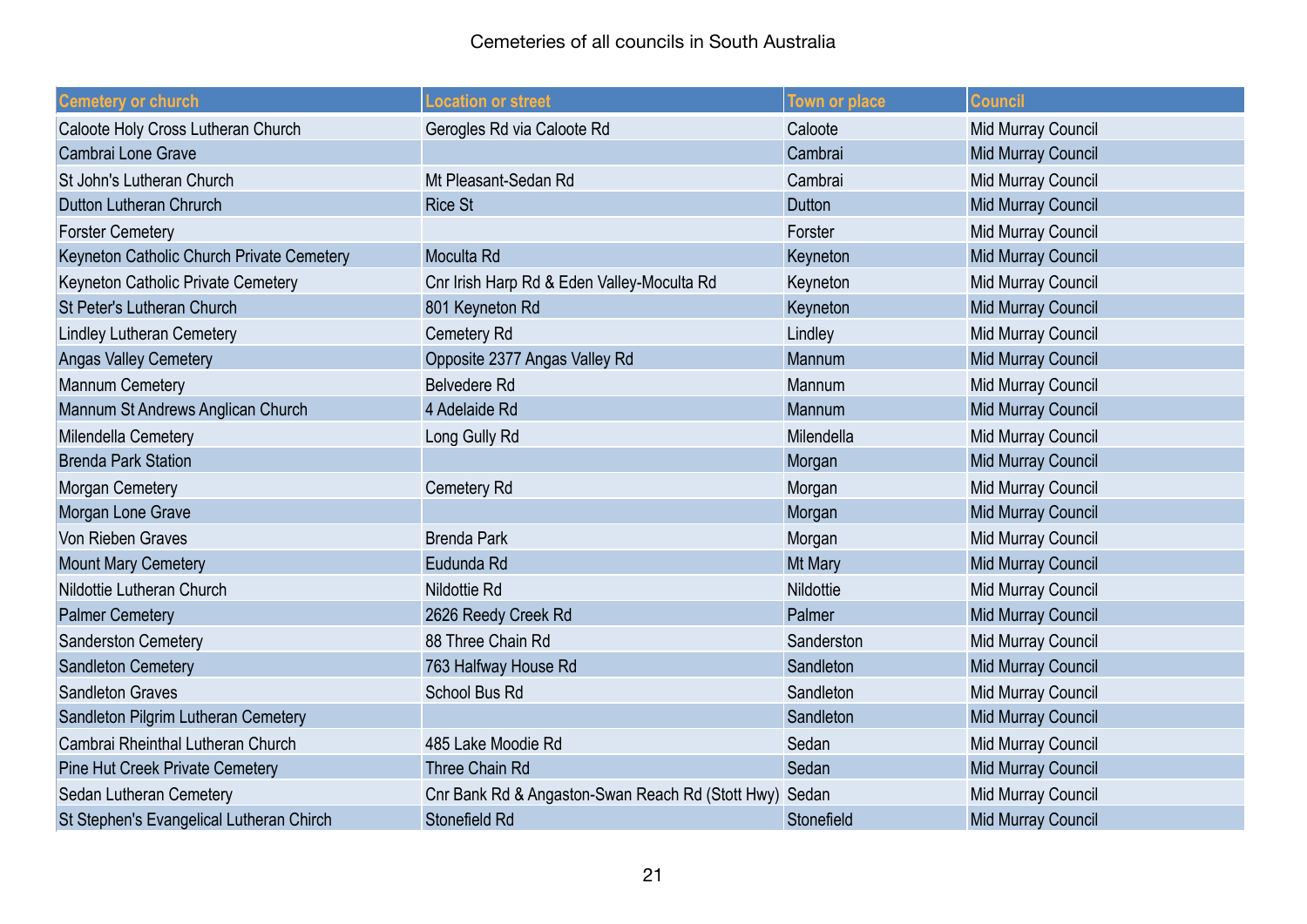Cemeteries of all councils in South Australia

| Cemetery or church | Location or street | Town or place | Council |
| --- | --- | --- | --- |
| Caloote Holy Cross Lutheran Church | Gerogles Rd via Caloote Rd | Caloote | Mid Murray Council |
| Cambrai Lone Grave | | Cambrai | Mid Murray Council |
| St John's Lutheran Church | Mt Pleasant-Sedan Rd | Cambrai | Mid Murray Council |
| Dutton Lutheran Chruch | Rice St | Dutton | Mid Murray Council |
| Forster Cemetery | | Forster | Mid Murray Council |
| Keyneton Catholic Church Private Cemetery | Moculta Rd | Keyneton | Mid Murray Council |
| Keyneton Catholic Private Cemetery | Cnr Irish Harp Rd & Eden Valley-Moculta Rd | Keyneton | Mid Murray Council |
| St Peter's Lutheran Church | 801 Keyneton Rd | Keyneton | Mid Murray Council |
| Lindley Lutheran Cemetery | Cemetery Rd | Lindley | Mid Murray Council |
| Angas Valley Cemetery | Opposite 2377 Angas Valley Rd | Mannum | Mid Murray Council |
| Mannum Cemetery | Belvedere Rd | Mannum | Mid Murray Council |
| Mannum St Andrews Anglican Church | 4 Adelaide Rd | Mannum | Mid Murray Council |
| Milendella Cemetery | Long Gully Rd | Milendella | Mid Murray Council |
| Brenda Park Station | | Morgan | Mid Murray Council |
| Morgan Cemetery | Cemetery Rd | Morgan | Mid Murray Council |
| Morgan Lone Grave | | Morgan | Mid Murray Council |
| Von Rieben Graves | Brenda Park | Morgan | Mid Murray Council |
| Mount Mary Cemetery | Eudunda Rd | Mt Mary | Mid Murray Council |
| Nildottie Lutheran Church | Nildottie Rd | Nildottie | Mid Murray Council |
| Palmer Cemetery | 2626 Reedy Creek Rd | Palmer | Mid Murray Council |
| Sanderston Cemetery | 88 Three Chain Rd | Sanderston | Mid Murray Council |
| Sandleton Cemetery | 763 Halfway House Rd | Sandleton | Mid Murray Council |
| Sandleton Graves | School Bus Rd | Sandleton | Mid Murray Council |
| Sandleton Pilgrim Lutheran Cemetery | | Sandleton | Mid Murray Council |
| Cambrai Rheinthal Lutheran Church | 485 Lake Moodie Rd | Sedan | Mid Murray Council |
| Pine Hut Creek Private Cemetery | Three Chain Rd | Sedan | Mid Murray Council |
| Sedan Lutheran Cemetery | Cnr Bank Rd & Angaston-Swan Reach Rd (Stott Hwy) | Sedan | Mid Murray Council |
| St Stephen's Evangelical Lutheran Chirch | Stonefield Rd | Stonefield | Mid Murray Council |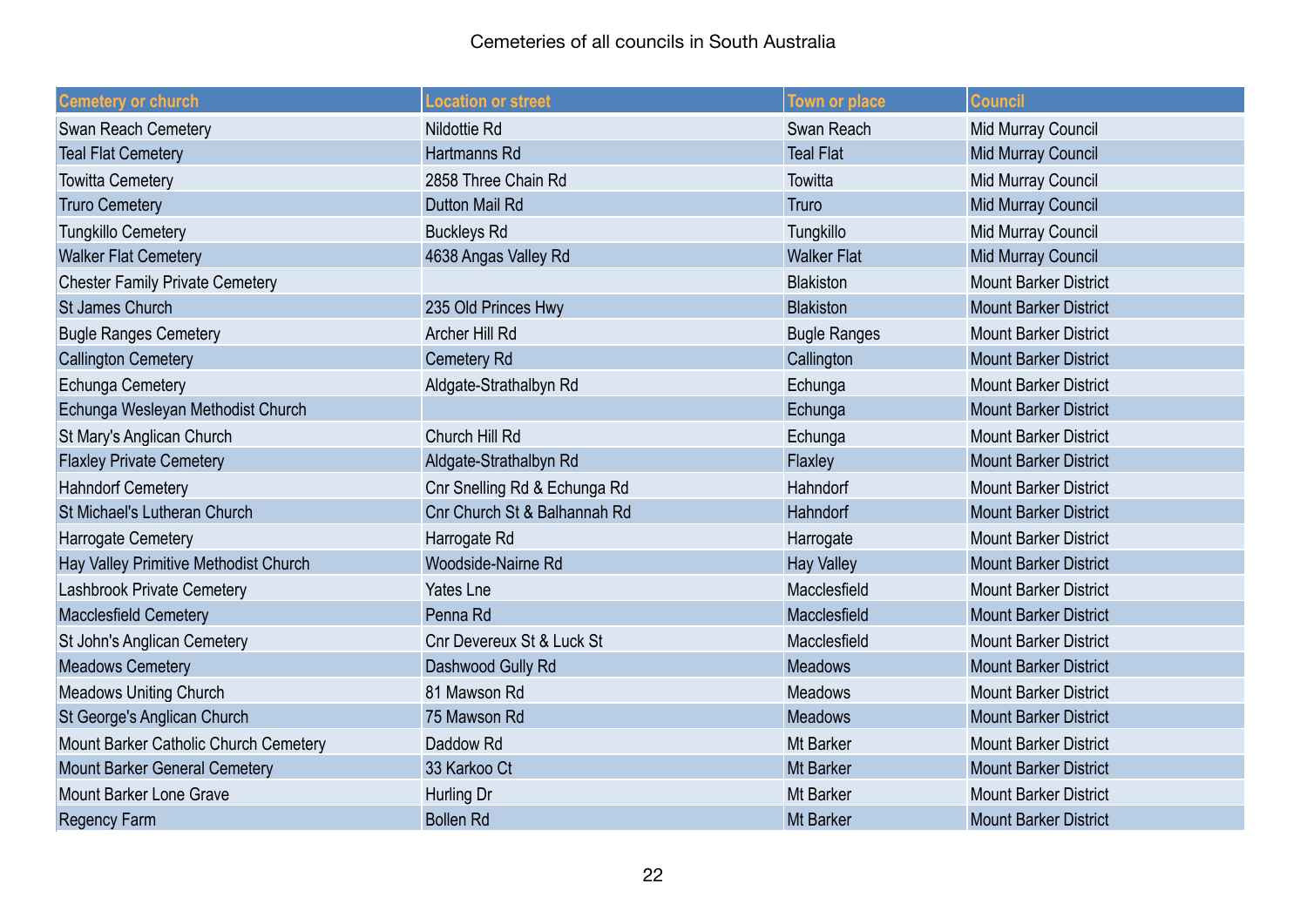Cemeteries of all councils in South Australia

| Cemetery or church | Location or street | Town or place | Council |
| --- | --- | --- | --- |
| Swan Reach Cemetery | Nildottie Rd | Swan Reach | Mid Murray Council |
| Teal Flat Cemetery | Hartmanns Rd | Teal Flat | Mid Murray Council |
| Towitta Cemetery | 2858 Three Chain Rd | Towitta | Mid Murray Council |
| Truro Cemetery | Dutton Mail Rd | Truro | Mid Murray Council |
| Tungkillo Cemetery | Buckleys Rd | Tungkillo | Mid Murray Council |
| Walker Flat Cemetery | 4638 Angas Valley Rd | Walker Flat | Mid Murray Council |
| Chester Family Private Cemetery | | Blakiston | Mount Barker District |
| St James Church | 235 Old Princes Hwy | Blakiston | Mount Barker District |
| Bugle Ranges Cemetery | Archer Hill Rd | Bugle Ranges | Mount Barker District |
| Callington Cemetery | Cemetery Rd | Callington | Mount Barker District |
| Echunga Cemetery | Aldgate-Strathalbyn Rd | Echunga | Mount Barker District |
| Echunga Wesleyan Methodist Church | | Echunga | Mount Barker District |
| St Mary's Anglican Church | Church Hill Rd | Echunga | Mount Barker District |
| Flaxley Private Cemetery | Aldgate-Strathalbyn Rd | Flaxley | Mount Barker District |
| Hahndorf Cemetery | Cnr Snelling Rd & Echunga Rd | Hahndorf | Mount Barker District |
| St Michael's Lutheran Church | Cnr Church St & Balhannah Rd | Hahndorf | Mount Barker District |
| Harrogate Cemetery | Harrogate Rd | Harrogate | Mount Barker District |
| Hay Valley Primitive Methodist Church | Woodside-Nairne Rd | Hay Valley | Mount Barker District |
| Lashbrook Private Cemetery | Yates Lne | Macclesfield | Mount Barker District |
| Macclesfield Cemetery | Penna Rd | Macclesfield | Mount Barker District |
| St John's Anglican Cemetery | Cnr Devereux St & Luck St | Macclesfield | Mount Barker District |
| Meadows Cemetery | Dashwood Gully Rd | Meadows | Mount Barker District |
| Meadows Uniting Church | 81 Mawson Rd | Meadows | Mount Barker District |
| St George's Anglican Church | 75 Mawson Rd | Meadows | Mount Barker District |
| Mount Barker Catholic Church Cemetery | Daddow Rd | Mt Barker | Mount Barker District |
| Mount Barker General Cemetery | 33 Karkoo Ct | Mt Barker | Mount Barker District |
| Mount Barker Lone Grave | Hurling Dr | Mt Barker | Mount Barker District |
| Regency Farm | Bollen Rd | Mt Barker | Mount Barker District |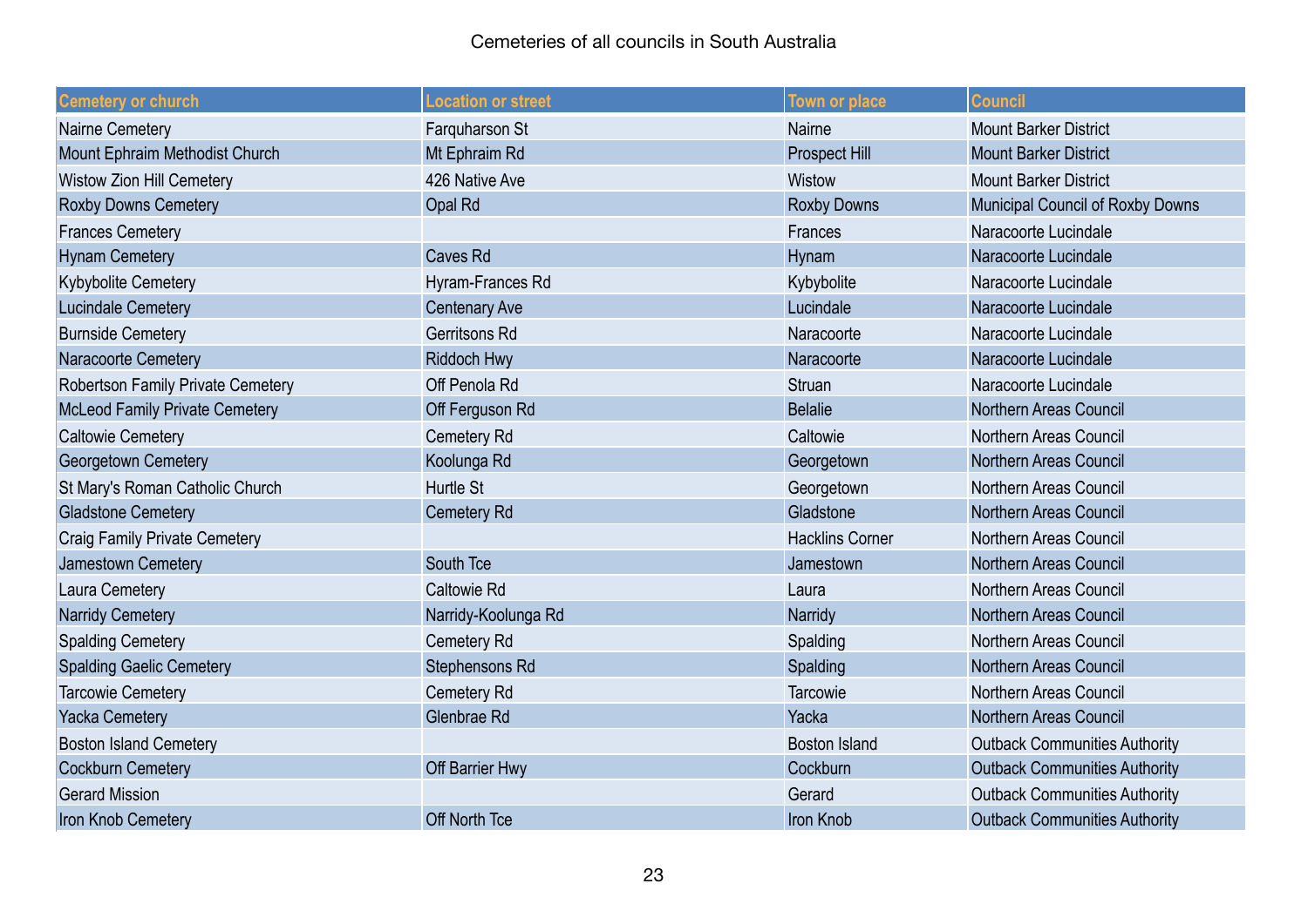Cemeteries of all councils in South Australia

| Cemetery or church | Location or street | Town or place | Council |
|---|---|---|---|
| Nairne Cemetery | Farquharson St | Nairne | Mount Barker District |
| Mount Ephraim Methodist Church | Mt Ephraim Rd | Prospect Hill | Mount Barker District |
| Wistow Zion Hill Cemetery | 426 Native Ave | Wistow | Mount Barker District |
| Roxby Downs Cemetery | Opal Rd | Roxby Downs | Municipal Council of Roxby Downs |
| Frances Cemetery | | Frances | Naracoorte Lucindale |
| Hynam Cemetery | Caves Rd | Hynam | Naracoorte Lucindale |
| Kybybolite Cemetery | Hyram-Frances Rd | Kybybolite | Naracoorte Lucindale |
| Lucindale Cemetery | Centenary Ave | Lucindale | Naracoorte Lucindale |
| Burnside Cemetery | Gerritsons Rd | Naracoorte | Naracoorte Lucindale |
| Naracoorte Cemetery | Riddoch Hwy | Naracoorte | Naracoorte Lucindale |
| Robertson Family Private Cemetery | Off Penola Rd | Struan | Naracoorte Lucindale |
| McLeod Family Private Cemetery | Off Ferguson Rd | Belalie | Northern Areas Council |
| Caltowie Cemetery | Cemetery Rd | Caltowie | Northern Areas Council |
| Georgetown Cemetery | Koolunga Rd | Georgetown | Northern Areas Council |
| St Mary's Roman Catholic Church | Hurtle St | Georgetown | Northern Areas Council |
| Gladstone Cemetery | Cemetery Rd | Gladstone | Northern Areas Council |
| Craig Family Private Cemetery | | Hacklins Corner | Northern Areas Council |
| Jamestown Cemetery | South Tce | Jamestown | Northern Areas Council |
| Laura Cemetery | Caltowie Rd | Laura | Northern Areas Council |
| Narridy Cemetery | Narridy-Koolunga Rd | Narridy | Northern Areas Council |
| Spalding Cemetery | Cemetery Rd | Spalding | Northern Areas Council |
| Spalding Gaelic Cemetery | Stephensons Rd | Spalding | Northern Areas Council |
| Tarcowie Cemetery | Cemetery Rd | Tarcowie | Northern Areas Council |
| Yacka Cemetery | Glenbrae Rd | Yacka | Northern Areas Council |
| Boston Island Cemetery | | Boston Island | Outback Communities Authority |
| Cockburn Cemetery | Off Barrier Hwy | Cockburn | Outback Communities Authority |
| Gerard Mission | | Gerard | Outback Communities Authority |
| Iron Knob Cemetery | Off North Tce | Iron Knob | Outback Communities Authority |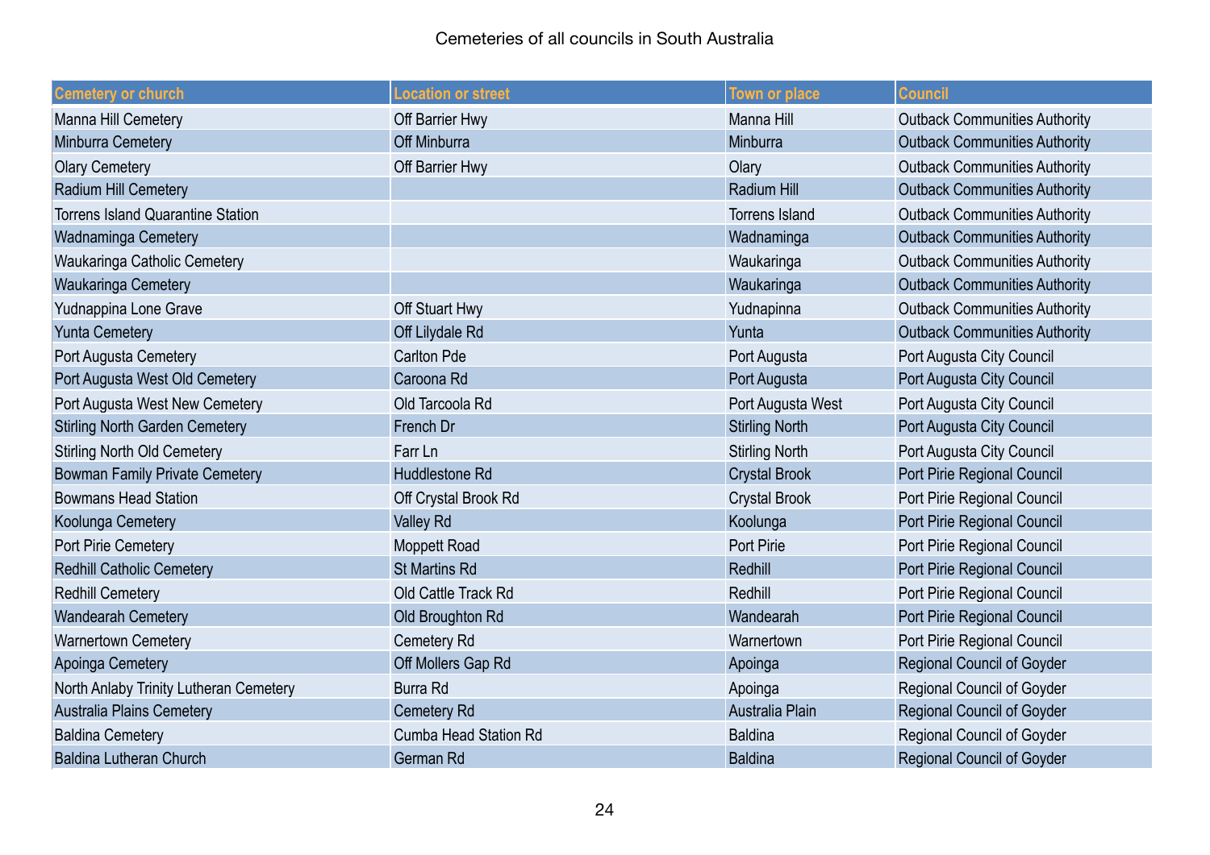Cemeteries of all councils in South Australia

| Cemetery or church | Location or street | Town or place | Council |
| --- | --- | --- | --- |
| Manna Hill Cemetery | Off Barrier Hwy | Manna Hill | Outback Communities Authority |
| Minburra Cemetery | Off Minburra | Minburra | Outback Communities Authority |
| Olary Cemetery | Off Barrier Hwy | Olary | Outback Communities Authority |
| Radium Hill Cemetery | | Radium Hill | Outback Communities Authority |
| Torrens Island Quarantine Station | | Torrens Island | Outback Communities Authority |
| Wadnaminga Cemetery | | Wadnaminga | Outback Communities Authority |
| Waukaringa Catholic Cemetery | | Waukaringa | Outback Communities Authority |
| Waukaringa Cemetery | | Waukaringa | Outback Communities Authority |
| Yudnappina Lone Grave | Off Stuart Hwy | Yudnapinna | Outback Communities Authority |
| Yunta Cemetery | Off Lilydale Rd | Yunta | Outback Communities Authority |
| Port Augusta Cemetery | Carlton Pde | Port Augusta | Port Augusta City Council |
| Port Augusta West Old Cemetery | Caroona Rd | Port Augusta | Port Augusta City Council |
| Port Augusta West New Cemetery | Old Tarcoola Rd | Port Augusta West | Port Augusta City Council |
| Stirling North Garden Cemetery | French Dr | Stirling North | Port Augusta City Council |
| Stirling North Old Cemetery | Farr Ln | Stirling North | Port Augusta City Council |
| Bowman Family Private Cemetery | Huddlestone Rd | Crystal Brook | Port Pirie Regional Council |
| Bowmans Head Station | Off Crystal Brook Rd | Crystal Brook | Port Pirie Regional Council |
| Koolunga Cemetery | Valley Rd | Koolunga | Port Pirie Regional Council |
| Port Pirie Cemetery | Moppett Road | Port Pirie | Port Pirie Regional Council |
| Redhill Catholic Cemetery | St Martins Rd | Redhill | Port Pirie Regional Council |
| Redhill Cemetery | Old Cattle Track Rd | Redhill | Port Pirie Regional Council |
| Wandearah Cemetery | Old Broughton Rd | Wandearah | Port Pirie Regional Council |
| Warnertown Cemetery | Cemetery Rd | Warnertown | Port Pirie Regional Council |
| Apoinga Cemetery | Off Mollers Gap Rd | Apoinga | Regional Council of Goyder |
| North Anlaby Trinity Lutheran Cemetery | Burra Rd | Apoinga | Regional Council of Goyder |
| Australia Plains Cemetery | Cemetery Rd | Australia Plain | Regional Council of Goyder |
| Baldina Cemetery | Cumba Head Station Rd | Baldina | Regional Council of Goyder |
| Baldina Lutheran Church | German Rd | Baldina | Regional Council of Goyder |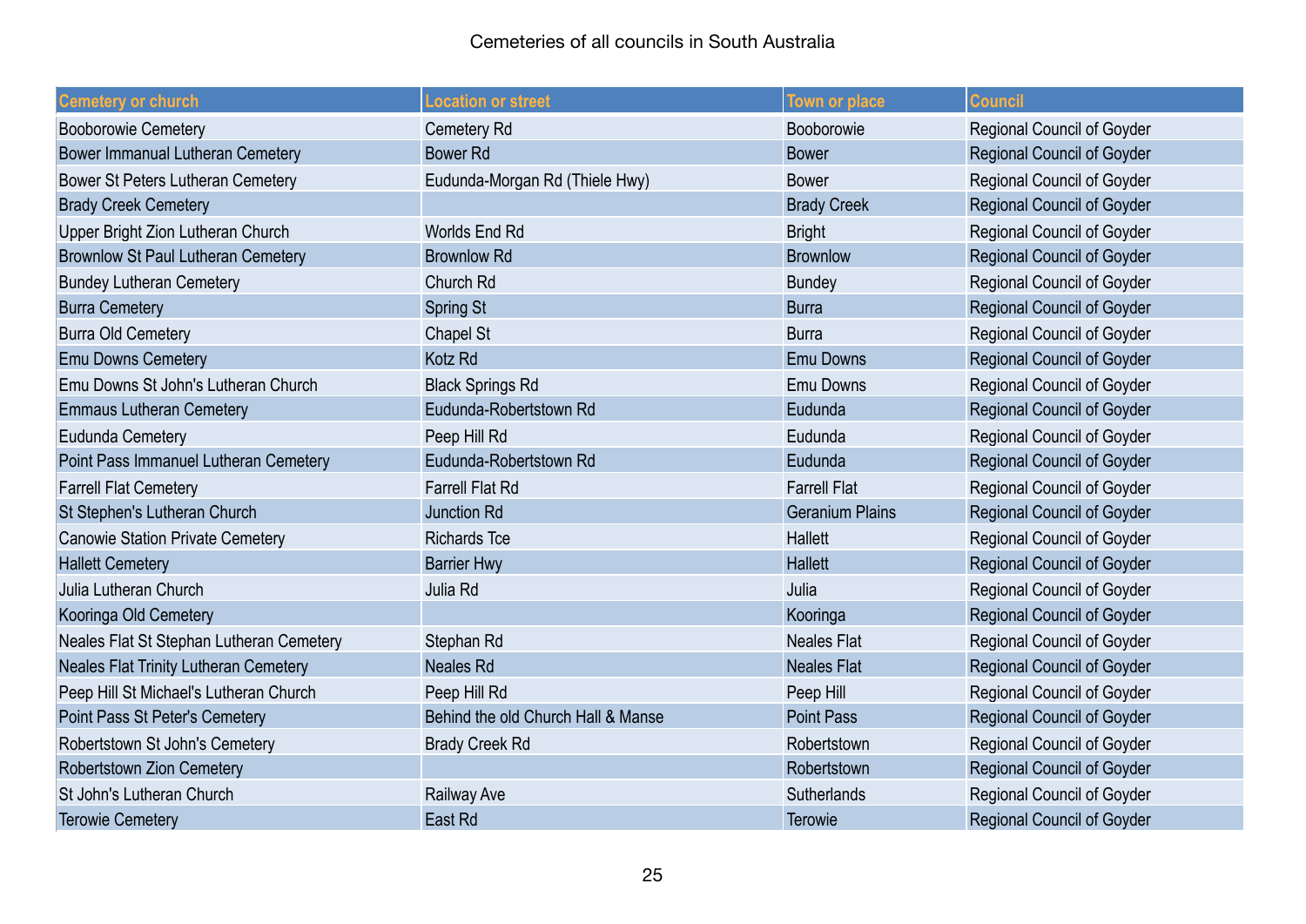Cemeteries of all councils in South Australia

| Cemetery or church | Location or street | Town or place | Council |
| --- | --- | --- | --- |
| Booborowie Cemetery | Cemetery Rd | Booborowie | Regional Council of Goyder |
| Bower Immanual Lutheran Cemetery | Bower Rd | Bower | Regional Council of Goyder |
| Bower St Peters Lutheran Cemetery | Eudunda-Morgan Rd (Thiele Hwy) | Bower | Regional Council of Goyder |
| Brady Creek Cemetery | | Brady Creek | Regional Council of Goyder |
| Upper Bright Zion Lutheran Church | Worlds End Rd | Bright | Regional Council of Goyder |
| Brownlow St Paul Lutheran Cemetery | Brownlow Rd | Brownlow | Regional Council of Goyder |
| Bundey Lutheran Cemetery | Church Rd | Bundey | Regional Council of Goyder |
| Burra Cemetery | Spring St | Burra | Regional Council of Goyder |
| Burra Old Cemetery | Chapel St | Burra | Regional Council of Goyder |
| Emu Downs Cemetery | Kotz Rd | Emu Downs | Regional Council of Goyder |
| Emu Downs St John's Lutheran Church | Black Springs Rd | Emu Downs | Regional Council of Goyder |
| Emmaus Lutheran Cemetery | Eudunda-Robertstown Rd | Eudunda | Regional Council of Goyder |
| Eudunda Cemetery | Peep Hill Rd | Eudunda | Regional Council of Goyder |
| Point Pass Immanuel Lutheran Cemetery | Eudunda-Robertstown Rd | Eudunda | Regional Council of Goyder |
| Farrell Flat Cemetery | Farrell Flat Rd | Farrell Flat | Regional Council of Goyder |
| St Stephen's Lutheran Church | Junction Rd | Geranium Plains | Regional Council of Goyder |
| Canowie Station Private Cemetery | Richards Tce | Hallett | Regional Council of Goyder |
| Hallett Cemetery | Barrier Hwy | Hallett | Regional Council of Goyder |
| Julia Lutheran Church | Julia Rd | Julia | Regional Council of Goyder |
| Kooringa Old Cemetery | | Kooringa | Regional Council of Goyder |
| Neales Flat St Stephan Lutheran Cemetery | Stephan Rd | Neales Flat | Regional Council of Goyder |
| Neales Flat Trinity Lutheran Cemetery | Neales Rd | Neales Flat | Regional Council of Goyder |
| Peep Hill St Michael's Lutheran Church | Peep Hill Rd | Peep Hill | Regional Council of Goyder |
| Point Pass St Peter's Cemetery | Behind the old Church Hall & Manse | Point Pass | Regional Council of Goyder |
| Robertstown St John's Cemetery | Brady Creek Rd | Robertstown | Regional Council of Goyder |
| Robertstown Zion Cemetery | | Robertstown | Regional Council of Goyder |
| St John's Lutheran Church | Railway Ave | Sutherlands | Regional Council of Goyder |
| Terowie Cemetery | East Rd | Terowie | Regional Council of Goyder |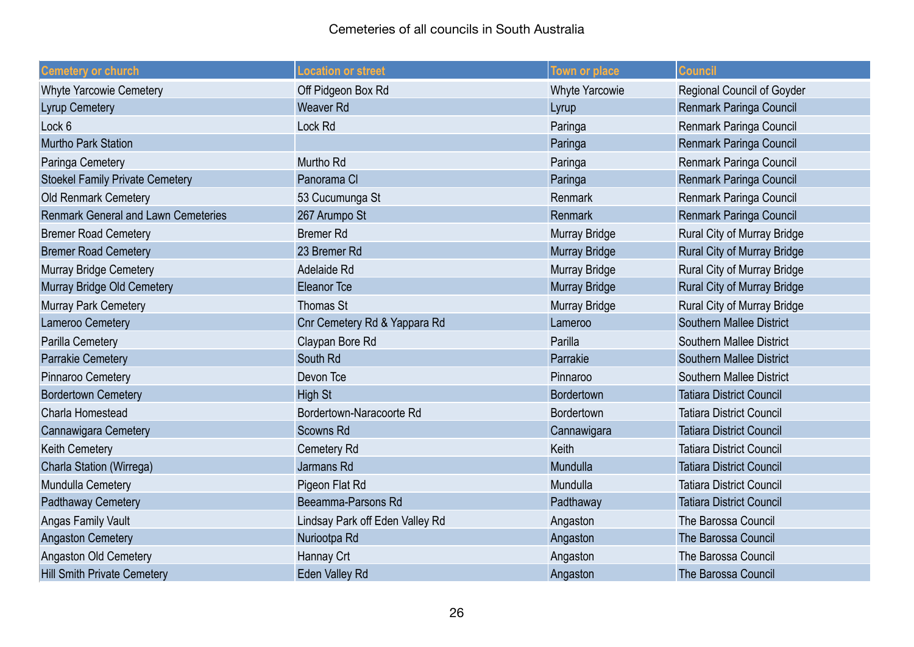Cemeteries of all councils in South Australia

| Cemetery or church | Location or street | Town or place | Council |
|---|---|---|---|
| Whyte Yarcowie Cemetery | Off Pidgeon Box Rd | Whyte Yarcowie | Regional Council of Goyder |
| Lyrup Cemetery | Weaver Rd | Lyrup | Renmark Paringa Council |
| Lock 6 | Lock Rd | Paringa | Renmark Paringa Council |
| Murtho Park Station | | Paringa | Renmark Paringa Council |
| Paringa Cemetery | Murtho Rd | Paringa | Renmark Paringa Council |
| Stoekel Family Private Cemetery | Panorama Cl | Paringa | Renmark Paringa Council |
| Old Renmark Cemetery | 53 Cucumunga St | Renmark | Renmark Paringa Council |
| Renmark General and Lawn Cemeteries | 267 Arumpo St | Renmark | Renmark Paringa Council |
| Bremer Road Cemetery | Bremer Rd | Murray Bridge | Rural City of Murray Bridge |
| Bremer Road Cemetery | 23 Bremer Rd | Murray Bridge | Rural City of Murray Bridge |
| Murray Bridge Cemetery | Adelaide Rd | Murray Bridge | Rural City of Murray Bridge |
| Murray Bridge Old Cemetery | Eleanor Tce | Murray Bridge | Rural City of Murray Bridge |
| Murray Park Cemetery | Thomas St | Murray Bridge | Rural City of Murray Bridge |
| Lameroo Cemetery | Cnr Cemetery Rd & Yappara Rd | Lameroo | Southern Mallee District |
| Parilla Cemetery | Claypan Bore Rd | Parilla | Southern Mallee District |
| Parrakie Cemetery | South Rd | Parrakie | Southern Mallee District |
| Pinnaroo Cemetery | Devon Tce | Pinnaroo | Southern Mallee District |
| Bordertown Cemetery | High St | Bordertown | Tatiara District Council |
| Charla Homestead | Bordertown-Naracoorte Rd | Bordertown | Tatiara District Council |
| Cannawigara Cemetery | Scowns Rd | Cannawigara | Tatiara District Council |
| Keith Cemetery | Cemetery Rd | Keith | Tatiara District Council |
| Charla Station (Wirrega) | Jarmans Rd | Mundulla | Tatiara District Council |
| Mundulla Cemetery | Pigeon Flat Rd | Mundulla | Tatiara District Council |
| Padthaway Cemetery | Beeamma-Parsons Rd | Padthaway | Tatiara District Council |
| Angas Family Vault | Lindsay Park off Eden Valley Rd | Angaston | The Barossa Council |
| Angaston Cemetery | Nuriootpa Rd | Angaston | The Barossa Council |
| Angaston Old Cemetery | Hannay Crt | Angaston | The Barossa Council |
| Hill Smith Private Cemetery | Eden Valley Rd | Angaston | The Barossa Council |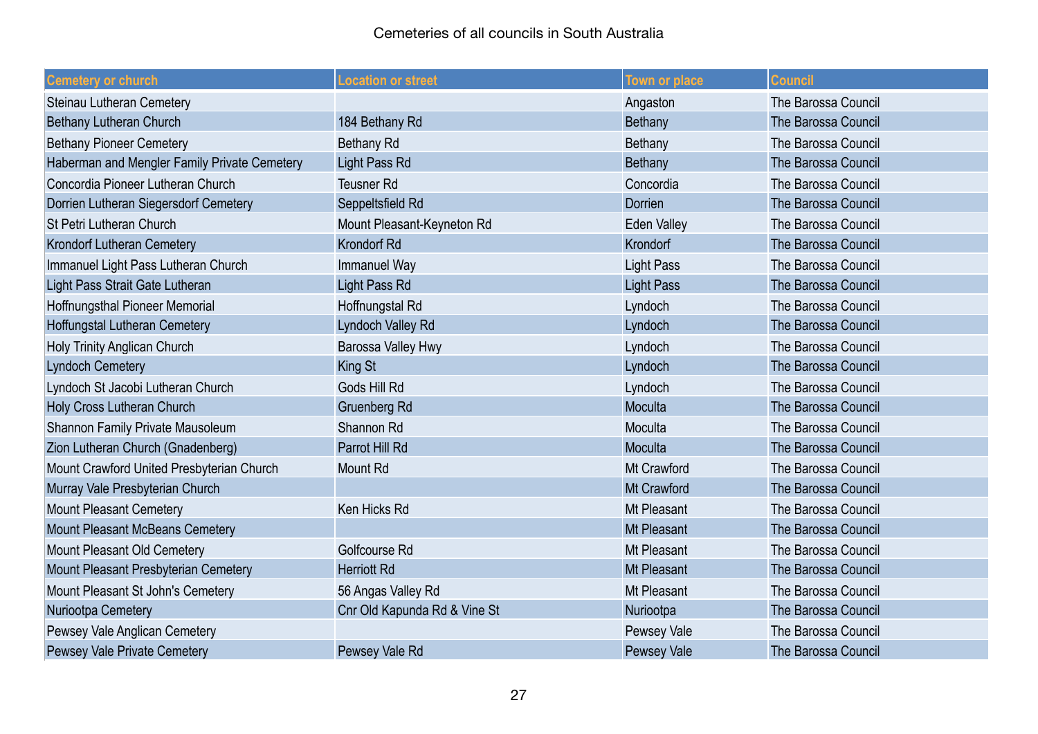Cemeteries of all councils in South Australia

| Cemetery or church | Location or street | Town or place | Council |
|---|---|---|---|
| Steinau Lutheran Cemetery | | Angaston | The Barossa Council |
| Bethany Lutheran Church | 184 Bethany Rd | Bethany | The Barossa Council |
| Bethany Pioneer Cemetery | Bethany Rd | Bethany | The Barossa Council |
| Haberman and Mengler Family Private Cemetery | Light Pass Rd | Bethany | The Barossa Council |
| Concordia Pioneer Lutheran Church | Teusner Rd | Concordia | The Barossa Council |
| Dorrien Lutheran Siegersdorf Cemetery | Seppeltsfield Rd | Dorrien | The Barossa Council |
| St Petri Lutheran Church | Mount Pleasant-Keyneton Rd | Eden Valley | The Barossa Council |
| Krondorf Lutheran Cemetery | Krondorf Rd | Krondorf | The Barossa Council |
| Immanuel Light Pass Lutheran Church | Immanuel Way | Light Pass | The Barossa Council |
| Light Pass Strait Gate Lutheran | Light Pass Rd | Light Pass | The Barossa Council |
| Hoffnungsthal Pioneer Memorial | Hoffnungstal Rd | Lyndoch | The Barossa Council |
| Hoffungstal Lutheran Cemetery | Lyndoch Valley Rd | Lyndoch | The Barossa Council |
| Holy Trinity Anglican Church | Barossa Valley Hwy | Lyndoch | The Barossa Council |
| Lyndoch Cemetery | King St | Lyndoch | The Barossa Council |
| Lyndoch St Jacobi Lutheran Church | Gods Hill Rd | Lyndoch | The Barossa Council |
| Holy Cross Lutheran Church | Gruenberg Rd | Moculta | The Barossa Council |
| Shannon Family Private Mausoleum | Shannon Rd | Moculta | The Barossa Council |
| Zion Lutheran Church (Gnadenberg) | Parrot Hill Rd | Moculta | The Barossa Council |
| Mount Crawford United Presbyterian Church | Mount Rd | Mt Crawford | The Barossa Council |
| Murray Vale Presbyterian Church | | Mt Crawford | The Barossa Council |
| Mount Pleasant Cemetery | Ken Hicks Rd | Mt Pleasant | The Barossa Council |
| Mount Pleasant McBeans Cemetery | | Mt Pleasant | The Barossa Council |
| Mount Pleasant Old Cemetery | Golfcourse Rd | Mt Pleasant | The Barossa Council |
| Mount Pleasant Presbyterian Cemetery | Herriott Rd | Mt Pleasant | The Barossa Council |
| Mount Pleasant St John's Cemetery | 56 Angas Valley Rd | Mt Pleasant | The Barossa Council |
| Nuriootpa Cemetery | Cnr Old Kapunda Rd & Vine St | Nuriootpa | The Barossa Council |
| Pewsey Vale Anglican Cemetery | | Pewsey Vale | The Barossa Council |
| Pewsey Vale Private Cemetery | Pewsey Vale Rd | Pewsey Vale | The Barossa Council |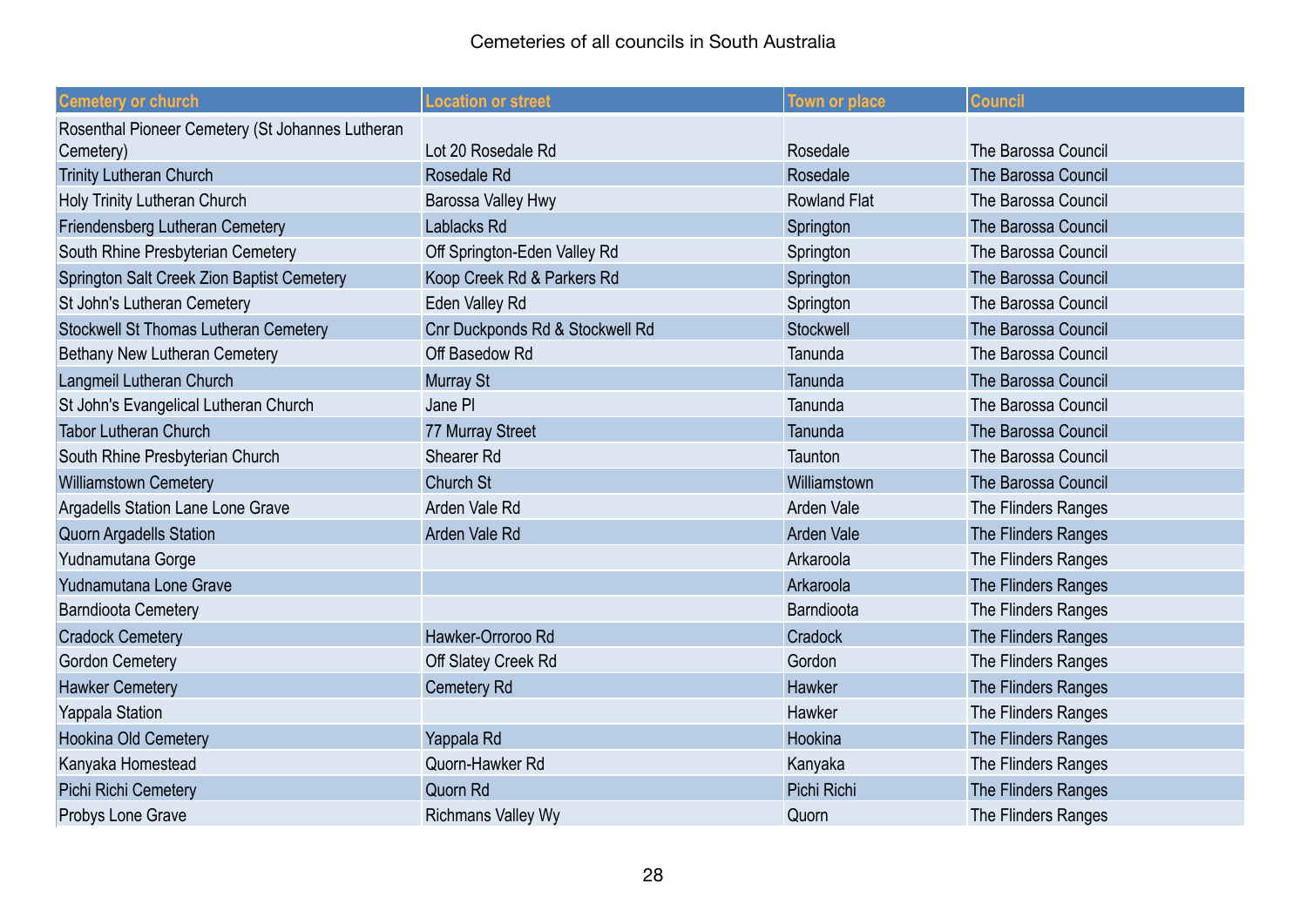Cemeteries of all councils in South Australia

| Cemetery or church | Location or street | Town or place | Council |
|---|---|---|---|
| Rosenthal Pioneer Cemetery (St Johannes Lutheran Cemetery) | Lot 20 Rosedale Rd | Rosedale | The Barossa Council |
| Trinity Lutheran Church | Rosedale Rd | Rosedale | The Barossa Council |
| Holy Trinity Lutheran Church | Barossa Valley Hwy | Rowland Flat | The Barossa Council |
| Friendensberg Lutheran Cemetery | Lablacks Rd | Springton | The Barossa Council |
| South Rhine Presbyterian Cemetery | Off Springton-Eden Valley Rd | Springton | The Barossa Council |
| Springton Salt Creek Zion Baptist Cemetery | Koop Creek Rd & Parkers Rd | Springton | The Barossa Council |
| St John's Lutheran Cemetery | Eden Valley Rd | Springton | The Barossa Council |
| Stockwell St Thomas Lutheran Cemetery | Cnr Duckponds Rd & Stockwell Rd | Stockwell | The Barossa Council |
| Bethany New Lutheran Cemetery | Off Basedow Rd | Tanunda | The Barossa Council |
| Langmeil Lutheran Church | Murray St | Tanunda | The Barossa Council |
| St John's Evangelical Lutheran Church | Jane Pl | Tanunda | The Barossa Council |
| Tabor Lutheran Church | 77 Murray Street | Tanunda | The Barossa Council |
| South Rhine Presbyterian Church | Shearer Rd | Taunton | The Barossa Council |
| Williamstown Cemetery | Church St | Williamstown | The Barossa Council |
| Argadells Station Lane Lone Grave | Arden Vale Rd | Arden Vale | The Flinders Ranges |
| Quorn Argadells Station | Arden Vale Rd | Arden Vale | The Flinders Ranges |
| Yudnamutana Gorge | | Arkaroola | The Flinders Ranges |
| Yudnamutana Lone Grave | | Arkaroola | The Flinders Ranges |
| Barndioota Cemetery | | Barndioota | The Flinders Ranges |
| Cradock Cemetery | Hawker-Orroroo Rd | Cradock | The Flinders Ranges |
| Gordon Cemetery | Off Slatey Creek Rd | Gordon | The Flinders Ranges |
| Hawker Cemetery | Cemetery Rd | Hawker | The Flinders Ranges |
| Yappala Station | | Hawker | The Flinders Ranges |
| Hookina Old Cemetery | Yappala Rd | Hookina | The Flinders Ranges |
| Kanyaka Homestead | Quorn-Hawker Rd | Kanyaka | The Flinders Ranges |
| Pichi Richi Cemetery | Quorn Rd | Pichi Richi | The Flinders Ranges |
| Probys Lone Grave | Richmans Valley Wy | Quorn | The Flinders Ranges |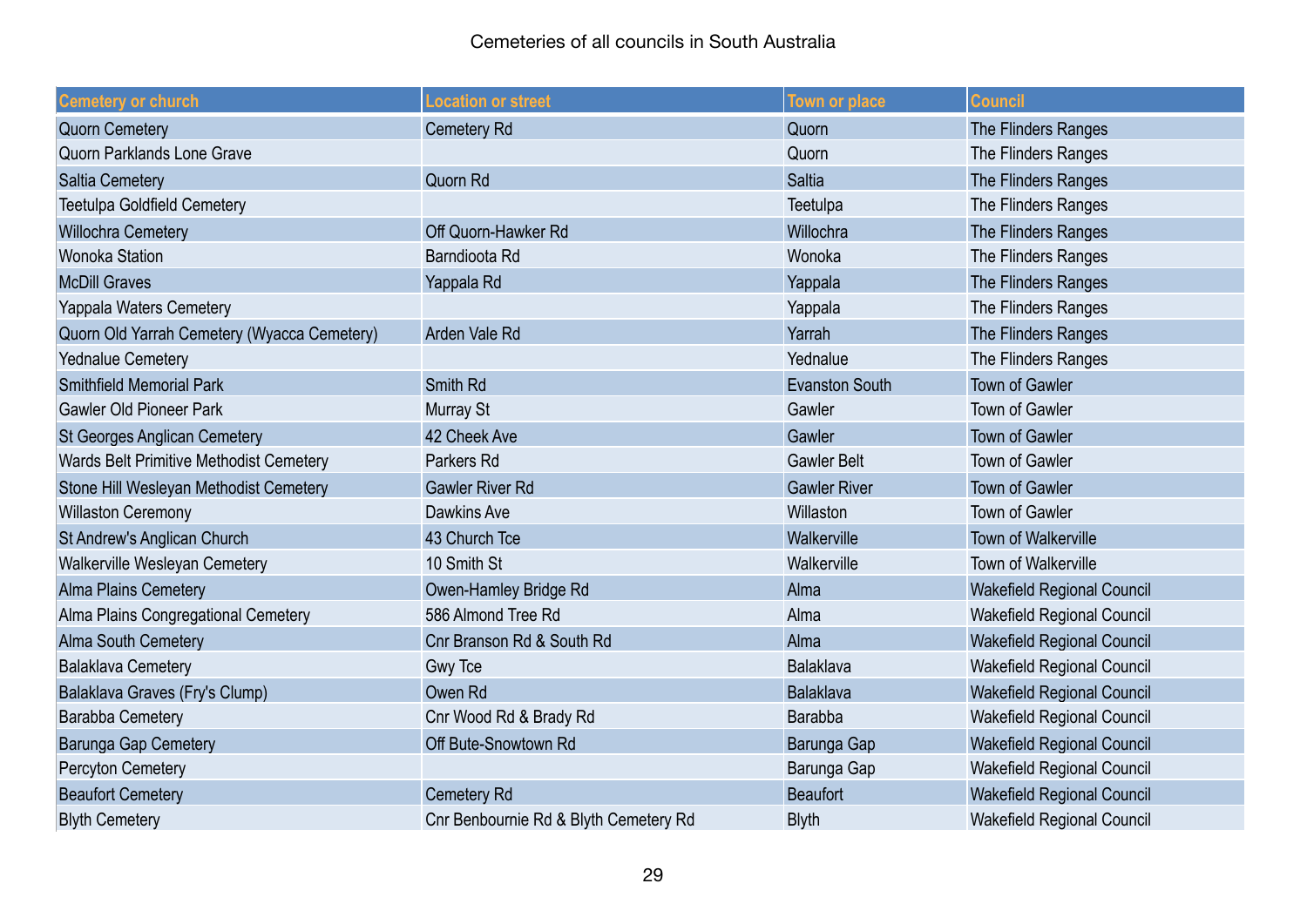Cemeteries of all councils in South Australia

| Cemetery or church | Location or street | Town or place | Council |
|---|---|---|---|
| Quorn Cemetery | Cemetery Rd | Quorn | The Flinders Ranges |
| Quorn Parklands Lone Grave | | Quorn | The Flinders Ranges |
| Saltia Cemetery | Quorn Rd | Saltia | The Flinders Ranges |
| Teetulpa Goldfield Cemetery | | Teetulpa | The Flinders Ranges |
| Willochra Cemetery | Off Quorn-Hawker Rd | Willochra | The Flinders Ranges |
| Wonoka Station | Barndioota Rd | Wonoka | The Flinders Ranges |
| McDill Graves | Yappala Rd | Yappala | The Flinders Ranges |
| Yappala Waters Cemetery | | Yappala | The Flinders Ranges |
| Quorn Old Yarrah Cemetery (Wyacca Cemetery) | Arden Vale Rd | Yarrah | The Flinders Ranges |
| Yednalue Cemetery | | Yednalue | The Flinders Ranges |
| Smithfield Memorial Park | Smith Rd | Evanston South | Town of Gawler |
| Gawler Old Pioneer Park | Murray St | Gawler | Town of Gawler |
| St Georges Anglican Cemetery | 42 Cheek Ave | Gawler | Town of Gawler |
| Wards Belt Primitive Methodist Cemetery | Parkers Rd | Gawler Belt | Town of Gawler |
| Stone Hill Wesleyan Methodist Cemetery | Gawler River Rd | Gawler River | Town of Gawler |
| Willaston Ceremony | Dawkins Ave | Willaston | Town of Gawler |
| St Andrew's Anglican Church | 43 Church Tce | Walkerville | Town of Walkerville |
| Walkerville Wesleyan Cemetery | 10 Smith St | Walkerville | Town of Walkerville |
| Alma Plains Cemetery | Owen-Hamley Bridge Rd | Alma | Wakefield Regional Council |
| Alma Plains Congregational Cemetery | 586 Almond Tree Rd | Alma | Wakefield Regional Council |
| Alma South Cemetery | Cnr Branson Rd & South Rd | Alma | Wakefield Regional Council |
| Balaklava Cemetery | Gwy Tce | Balaklava | Wakefield Regional Council |
| Balaklava Graves (Fry's Clump) | Owen Rd | Balaklava | Wakefield Regional Council |
| Barabba Cemetery | Cnr Wood Rd & Brady Rd | Barabba | Wakefield Regional Council |
| Barunga Gap Cemetery | Off Bute-Snowtown Rd | Barunga Gap | Wakefield Regional Council |
| Percyton Cemetery | | Barunga Gap | Wakefield Regional Council |
| Beaufort Cemetery | Cemetery Rd | Beaufort | Wakefield Regional Council |
| Blyth Cemetery | Cnr Benbournie Rd & Blyth Cemetery Rd | Blyth | Wakefield Regional Council |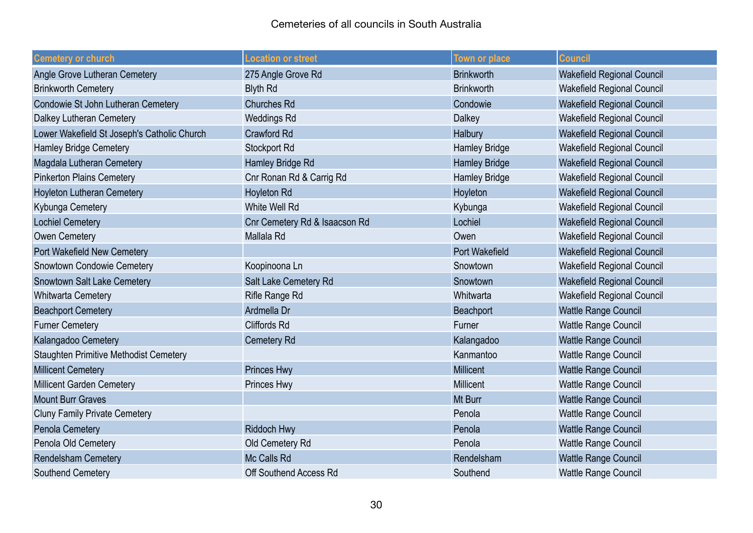Cemeteries of all councils in South Australia

| Cemetery or church | Location or street | Town or place | Council |
|---|---|---|---|
| Angle Grove Lutheran Cemetery | 275 Angle Grove Rd | Brinkworth | Wakefield Regional Council |
| Brinkworth Cemetery | Blyth Rd | Brinkworth | Wakefield Regional Council |
| Condowie St John Lutheran Cemetery | Churches Rd | Condowie | Wakefield Regional Council |
| Dalkey Lutheran Cemetery | Weddings Rd | Dalkey | Wakefield Regional Council |
| Lower Wakefield St Joseph's Catholic Church | Crawford Rd | Halbury | Wakefield Regional Council |
| Hamley Bridge Cemetery | Stockport Rd | Hamley Bridge | Wakefield Regional Council |
| Magdala Lutheran Cemetery | Hamley Bridge Rd | Hamley Bridge | Wakefield Regional Council |
| Pinkerton Plains Cemetery | Cnr Ronan Rd & Carrig Rd | Hamley Bridge | Wakefield Regional Council |
| Hoyleton Lutheran Cemetery | Hoyleton Rd | Hoyleton | Wakefield Regional Council |
| Kybunga Cemetery | White Well Rd | Kybunga | Wakefield Regional Council |
| Lochiel Cemetery | Cnr Cemetery Rd & Isaacson Rd | Lochiel | Wakefield Regional Council |
| Owen Cemetery | Mallala Rd | Owen | Wakefield Regional Council |
| Port Wakefield New Cemetery | | Port Wakefield | Wakefield Regional Council |
| Snowtown Condowie Cemetery | Koopinoona Ln | Snowtown | Wakefield Regional Council |
| Snowtown Salt Lake Cemetery | Salt Lake Cemetery Rd | Snowtown | Wakefield Regional Council |
| Whitwarta Cemetery | Rifle Range Rd | Whitwarta | Wakefield Regional Council |
| Beachport Cemetery | Ardmella Dr | Beachport | Wattle Range Council |
| Furner Cemetery | Cliffords Rd | Furner | Wattle Range Council |
| Kalangadoo Cemetery | Cemetery Rd | Kalangadoo | Wattle Range Council |
| Staughten Primitive Methodist Cemetery | | Kanmantoo | Wattle Range Council |
| Millicent Cemetery | Princes Hwy | Millicent | Wattle Range Council |
| Millicent Garden Cemetery | Princes Hwy | Millicent | Wattle Range Council |
| Mount Burr Graves | | Mt Burr | Wattle Range Council |
| Cluny Family Private Cemetery | | Penola | Wattle Range Council |
| Penola Cemetery | Riddoch Hwy | Penola | Wattle Range Council |
| Penola Old Cemetery | Old Cemetery Rd | Penola | Wattle Range Council |
| Rendelsham Cemetery | Mc Calls Rd | Rendelsham | Wattle Range Council |
| Southend Cemetery | Off Southend Access Rd | Southend | Wattle Range Council |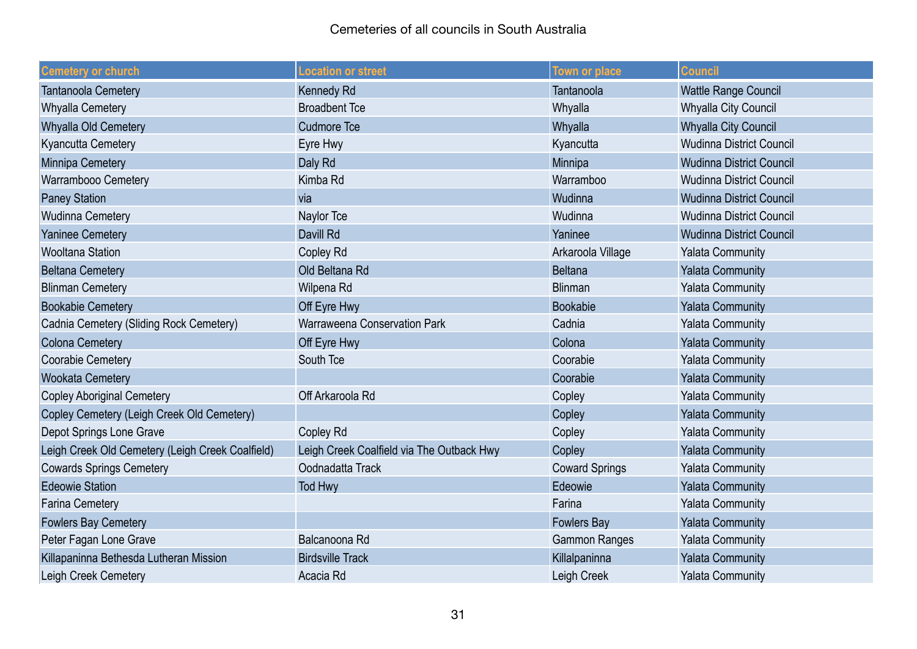Cemeteries of all councils in South Australia

| Cemetery or church | Location or street | Town or place | Council |
|---|---|---|---|
| Tantanoola Cemetery | Kennedy Rd | Tantanoola | Wattle Range Council |
| Whyalla Cemetery | Broadbent Tce | Whyalla | Whyalla City Council |
| Whyalla Old Cemetery | Cudmore Tce | Whyalla | Whyalla City Council |
| Kyancutta Cemetery | Eyre Hwy | Kyancutta | Wudinna District Council |
| Minnipa Cemetery | Daly Rd | Minnipa | Wudinna District Council |
| Warrambooo Cemetery | Kimba Rd | Warramboo | Wudinna District Council |
| Paney Station | via | Wudinna | Wudinna District Council |
| Wudinna Cemetery | Naylor Tce | Wudinna | Wudinna District Council |
| Yaninee Cemetery | Davill Rd | Yaninee | Wudinna District Council |
| Wooltana Station | Copley Rd | Arkaroola Village | Yalata Community |
| Beltana Cemetery | Old Beltana Rd | Beltana | Yalata Community |
| Blinman Cemetery | Wilpena Rd | Blinman | Yalata Community |
| Bookabie Cemetery | Off Eyre Hwy | Bookabie | Yalata Community |
| Cadnia Cemetery (Sliding Rock Cemetery) | Warraweena Conservation Park | Cadnia | Yalata Community |
| Colona Cemetery | Off Eyre Hwy | Colona | Yalata Community |
| Coorabie Cemetery | South Tce | Coorabie | Yalata Community |
| Wookata Cemetery | | Coorabie | Yalata Community |
| Copley Aboriginal Cemetery | Off Arkaroola Rd | Copley | Yalata Community |
| Copley Cemetery (Leigh Creek Old Cemetery) | | Copley | Yalata Community |
| Depot Springs Lone Grave | Copley Rd | Copley | Yalata Community |
| Leigh Creek Old Cemetery (Leigh Creek Coalfield) | Leigh Creek Coalfield via The Outback Hwy | Copley | Yalata Community |
| Cowards Springs Cemetery | Oodnadatta Track | Coward Springs | Yalata Community |
| Edeowie Station | Tod Hwy | Edeowie | Yalata Community |
| Farina Cemetery | | Farina | Yalata Community |
| Fowlers Bay Cemetery | | Fowlers Bay | Yalata Community |
| Peter Fagan Lone Grave | Balcanoona Rd | Gammon Ranges | Yalata Community |
| Killapaninna Bethesda Lutheran Mission | Birdsville Track | Killalpaninna | Yalata Community |
| Leigh Creek Cemetery | Acacia Rd | Leigh Creek | Yalata Community |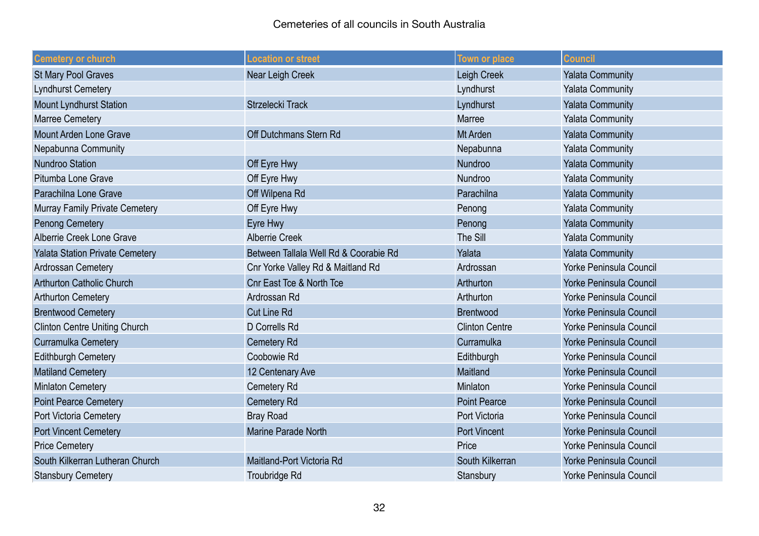Cemeteries of all councils in South Australia

| Cemetery or church | Location or street | Town or place | Council |
| --- | --- | --- | --- |
| St Mary Pool Graves | Near Leigh Creek | Leigh Creek | Yalata Community |
| Lyndhurst Cemetery | | Lyndhurst | Yalata Community |
| Mount Lyndhurst Station | Strzelecki Track | Lyndhurst | Yalata Community |
| Marree Cemetery | | Marree | Yalata Community |
| Mount Arden Lone Grave | Off Dutchmans Stern Rd | Mt Arden | Yalata Community |
| Nepabunna Community | | Nepabunna | Yalata Community |
| Nundroo Station | Off Eyre Hwy | Nundroo | Yalata Community |
| Pitumba Lone Grave | Off Eyre Hwy | Nundroo | Yalata Community |
| Parachilna Lone Grave | Off Wilpena Rd | Parachilna | Yalata Community |
| Murray Family Private Cemetery | Off Eyre Hwy | Penong | Yalata Community |
| Penong Cemetery | Eyre Hwy | Penong | Yalata Community |
| Alberrie Creek Lone Grave | Alberrie Creek | The Sill | Yalata Community |
| Yalata Station Private Cemetery | Between Tallala Well Rd & Coorabie Rd | Yalata | Yalata Community |
| Ardrossan Cemetery | Cnr Yorke Valley Rd & Maitland Rd | Ardrossan | Yorke Peninsula Council |
| Arthurton Catholic Church | Cnr East Tce & North Tce | Arthurton | Yorke Peninsula Council |
| Arthurton Cemetery | Ardrossan Rd | Arthurton | Yorke Peninsula Council |
| Brentwood Cemetery | Cut Line Rd | Brentwood | Yorke Peninsula Council |
| Clinton Centre Uniting Church | D Corrells Rd | Clinton Centre | Yorke Peninsula Council |
| Curramulka Cemetery | Cemetery Rd | Curramulka | Yorke Peninsula Council |
| Edithburgh Cemetery | Coobowie Rd | Edithburgh | Yorke Peninsula Council |
| Matiland Cemetery | 12 Centenary Ave | Maitland | Yorke Peninsula Council |
| Minlaton Cemetery | Cemetery Rd | Minlaton | Yorke Peninsula Council |
| Point Pearce Cemetery | Cemetery Rd | Point Pearce | Yorke Peninsula Council |
| Port Victoria Cemetery | Bray Road | Port Victoria | Yorke Peninsula Council |
| Port Vincent Cemetery | Marine Parade North | Port Vincent | Yorke Peninsula Council |
| Price Cemetery | | Price | Yorke Peninsula Council |
| South Kilkerran Lutheran Church | Maitland-Port Victoria Rd | South Kilkerran | Yorke Peninsula Council |
| Stansbury Cemetery | Troubridge Rd | Stansbury | Yorke Peninsula Council |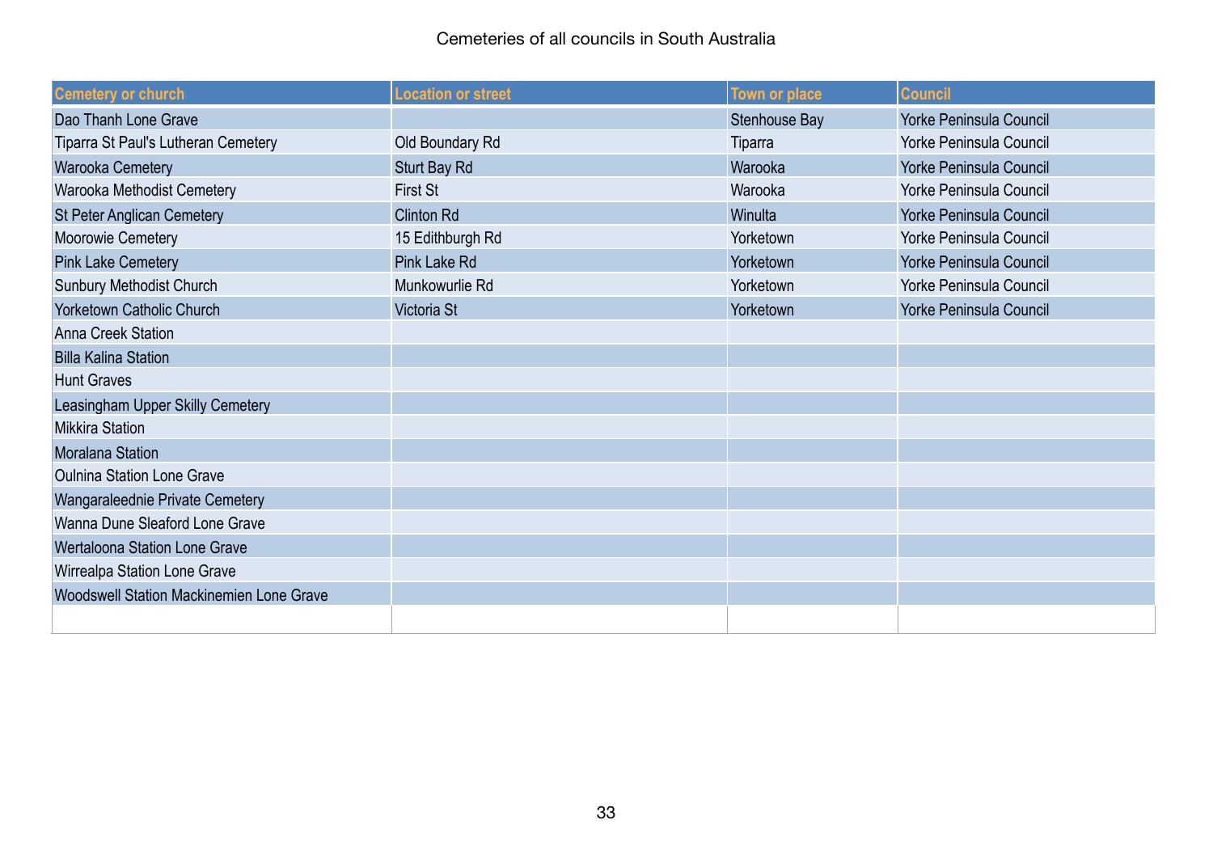Cemeteries of all councils in South Australia

| Cemetery or church | Location or street | Town or place | Council |
|---|---|---|---|
| Dao Thanh Lone Grave | | Stenhouse Bay | Yorke Peninsula Council |
| Tiparra St Paul's Lutheran Cemetery | Old Boundary Rd | Tiparra | Yorke Peninsula Council |
| Warooka Cemetery | Sturt Bay Rd | Warooka | Yorke Peninsula Council |
| Warooka Methodist Cemetery | First St | Warooka | Yorke Peninsula Council |
| St Peter Anglican Cemetery | Clinton Rd | Winulta | Yorke Peninsula Council |
| Moorowie Cemetery | 15 Edithburgh Rd | Yorketown | Yorke Peninsula Council |
| Pink Lake Cemetery | Pink Lake Rd | Yorketown | Yorke Peninsula Council |
| Sunbury Methodist Church | Munkowurlie Rd | Yorketown | Yorke Peninsula Council |
| Yorketown Catholic Church | Victoria St | Yorketown | Yorke Peninsula Council |
| Anna Creek Station | | | |
| Billa Kalina Station | | | |
| Hunt Graves | | | |
| Leasingham Upper Skilly Cemetery | | | |
| Mikkira Station | | | |
| Moralana Station | | | |
| Oulnina Station Lone Grave | | | |
| Wangaraleednie Private Cemetery | | | |
| Wanna Dune Sleaford Lone Grave | | | |
| Wertaloona Station Lone Grave | | | |
| Wirrealpa Station Lone Grave | | | |
| Woodswell Station Mackinemien Lone Grave | | | |